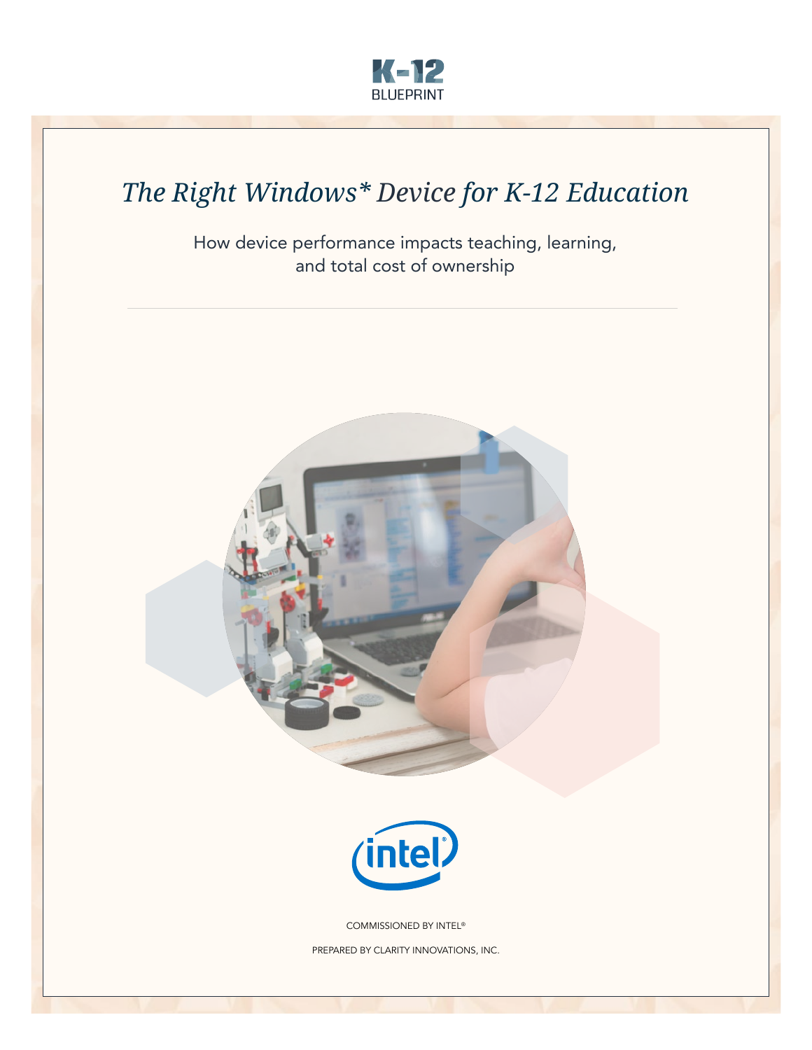K-12 BLUEPRINT

# *The Right Windows* Device for K-12 Education*

How device performance impacts teaching, learning, and total cost of ownership

COMMISSIONED BY INTEL®

PREPARED BY CLARITY INNOVATIONS, INC.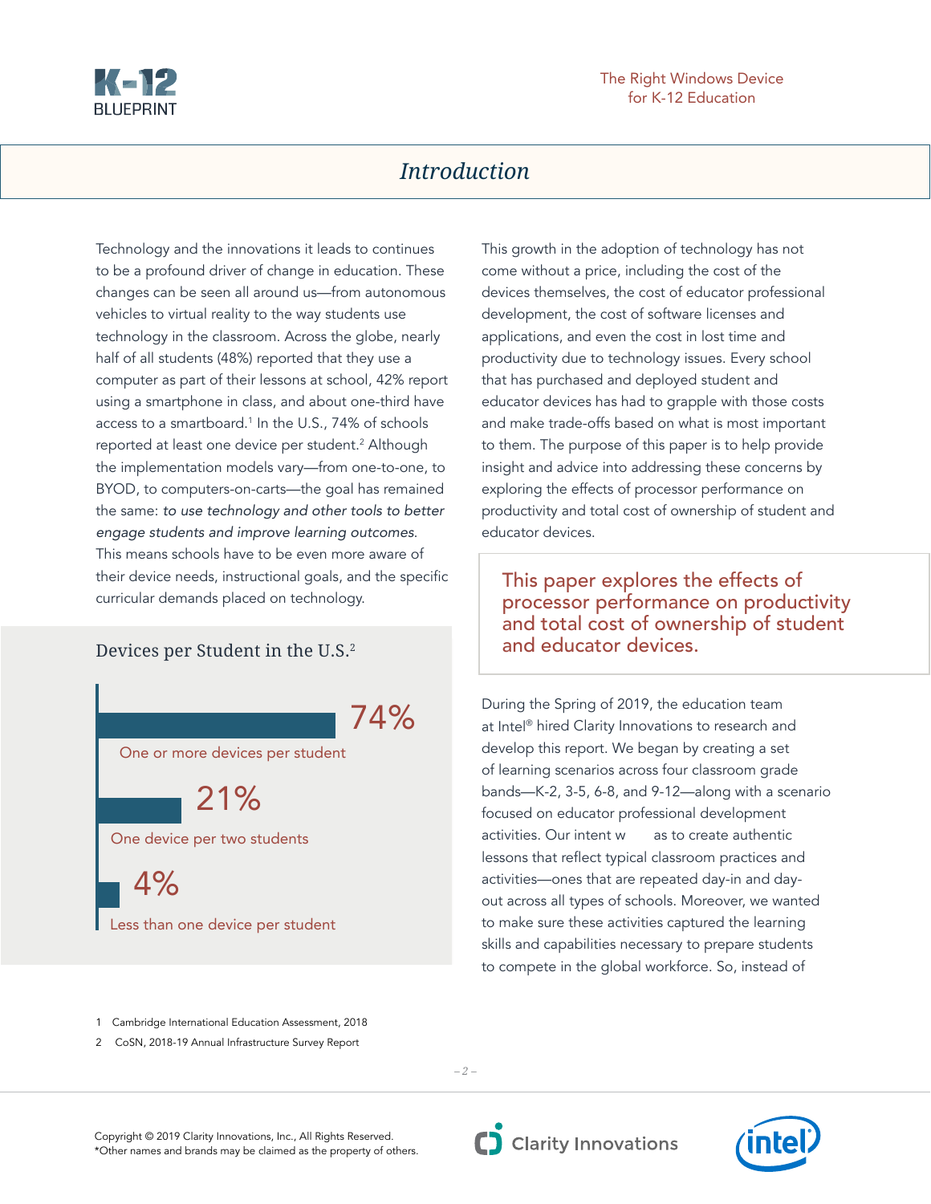# Introduction

Technology and the innovations it leads to continues to be a profound driver of change in education. These changes can be seen all around us—from autonomous vehicles to virtual reality to the way students use technology in the classroom. Across the globe, nearly half of all students (48%) reported that they use a computer as part of their lessons at school, 42% report using a smartphone in class, and about one-third have access to a smartboard.[1] In the U.S., 74% of schools reported at least one device per student.[2] Although the implementation models vary—from one-to-one, to BYOD, to computers-on-carts—the goal has remained the same: *to use technology and other tools to better engage students and improve learning outcomes*. This means schools have to be even more aware of their device needs, instructional goals, and the specific curricular demands placed on technology.

### Devices per Student in the U.S.[2]

| Devices per student | Percentage |
|---|---|
| One or more devices per student | 74% |
| One device per two students | 21% |
| Less than one device per student | 4% |

This growth in the adoption of technology has not come without a price, including the cost of the devices themselves, the cost of educator professional development, the cost of software licenses and applications, and even the cost in lost time and productivity due to technology issues. Every school that has purchased and deployed student and educator devices has had to grapple with those costs and make trade-offs based on what is most important to them. The purpose of this paper is to help provide insight and advice into addressing these concerns by exploring the effects of processor performance on productivity and total cost of ownership of student and educator devices.

> This paper explores the effects of processor performance on productivity and total cost of ownership of student and educator devices.

During the Spring of 2019, the education team at Intel® hired Clarity Innovations to research and develop this report. We began by creating a set of learning scenarios across four classroom grade bands—K-2, 3-5, 6-8, and 9-12—along with a scenario focused on educator professional development activities. Our intent was to create authentic lessons that reflect typical classroom practices and activities—ones that are repeated day-in and day-out across all types of schools. Moreover, we wanted to make sure these activities captured the learning skills and capabilities necessary to prepare students to compete in the global workforce. So, instead of

1 Cambridge International Education Assessment, 2018

2 CoSN, 2018-19 Annual Infrastructure Survey Report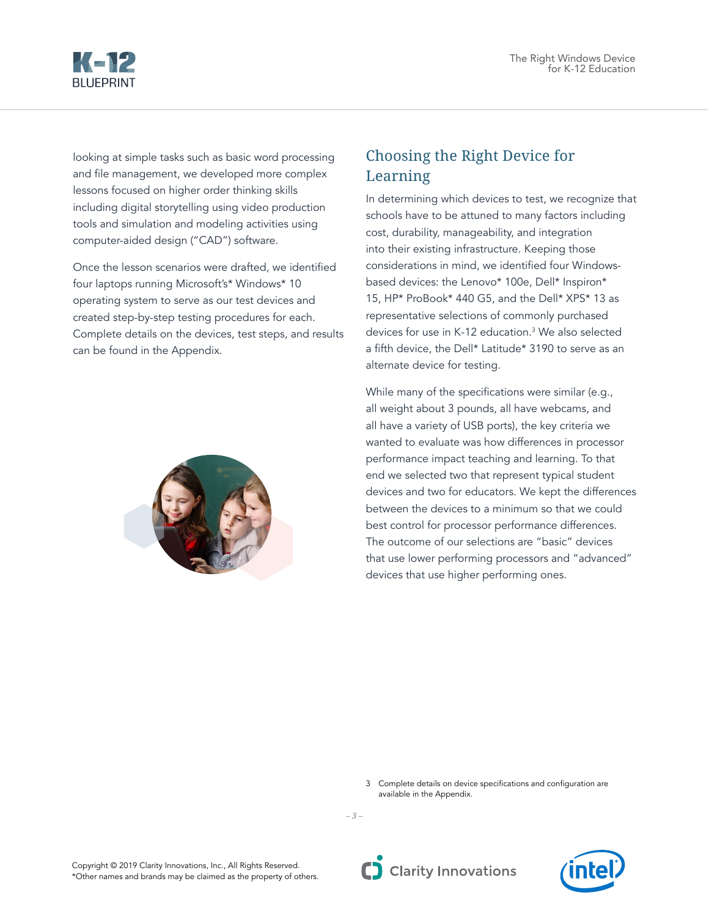looking at simple tasks such as basic word processing and file management, we developed more complex lessons focused on higher order thinking skills including digital storytelling using video production tools and simulation and modeling activities using computer-aided design ("CAD") software.

Once the lesson scenarios were drafted, we identified four laptops running Microsoft's* Windows* 10 operating system to serve as our test devices and created step-by-step testing procedures for each. Complete details on the devices, test steps, and results can be found in the Appendix.

## Choosing the Right Device for Learning

In determining which devices to test, we recognize that schools have to be attuned to many factors including cost, durability, manageability, and integration into their existing infrastructure. Keeping those considerations in mind, we identified four Windows-based devices: the Lenovo* 100e, Dell* Inspiron* 15, HP* ProBook* 440 G5, and the Dell* XPS* 13 as representative selections of commonly purchased devices for use in K-12 education.[3] We also selected a fifth device, the Dell* Latitude* 3190 to serve as an alternate device for testing.

While many of the specifications were similar (e.g., all weight about 3 pounds, all have webcams, and all have a variety of USB ports), the key criteria we wanted to evaluate was how differences in processor performance impact teaching and learning. To that end we selected two that represent typical student devices and two for educators. We kept the differences between the devices to a minimum so that we could best control for processor performance differences. The outcome of our selections are "basic" devices that use lower performing processors and "advanced" devices that use higher performing ones.

3 Complete details on device specifications and configuration are available in the Appendix.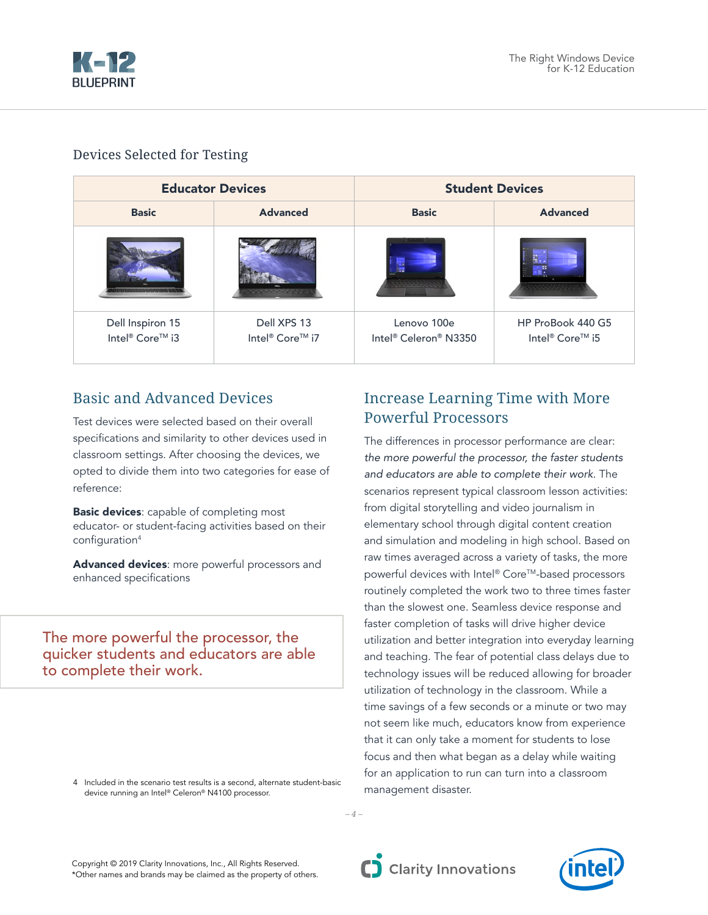## Devices Selected for Testing

| Educator Devices | | Student Devices | |
|---|---|---|---|
| **Basic** | **Advanced** | **Basic** | **Advanced** |
| Dell Inspiron 15<br>Intel® Core™ i3 | Dell XPS 13<br>Intel® Core™ i7 | Lenovo 100e<br>Intel® Celeron® N3350 | HP ProBook 440 G5<br>Intel® Core™ i5 |

## Basic and Advanced Devices

Test devices were selected based on their overall specifications and similarity to other devices used in classroom settings. After choosing the devices, we opted to divide them into two categories for ease of reference:

**Basic devices**: capable of completing most educator- or student-facing activities based on their configuration[4]

**Advanced devices**: more powerful processors and enhanced specifications

> The more powerful the processor, the quicker students and educators are able to complete their work.

## Increase Learning Time with More Powerful Processors

The differences in processor performance are clear: *the more powerful the processor, the faster students and educators are able to complete their work.* The scenarios represent typical classroom lesson activities: from digital storytelling and video journalism in elementary school through digital content creation and simulation and modeling in high school. Based on raw times averaged across a variety of tasks, the more powerful devices with Intel® Core™-based processors routinely completed the work two to three times faster than the slowest one. Seamless device response and faster completion of tasks will drive higher device utilization and better integration into everyday learning and teaching. The fear of potential class delays due to technology issues will be reduced allowing for broader utilization of technology in the classroom. While a time savings of a few seconds or a minute or two may not seem like much, educators know from experience that it can only take a moment for students to lose focus and then what began as a delay while waiting for an application to run can turn into a classroom management disaster.

4 Included in the scenario test results is a second, alternate student-basic device running an Intel® Celeron® N4100 processor.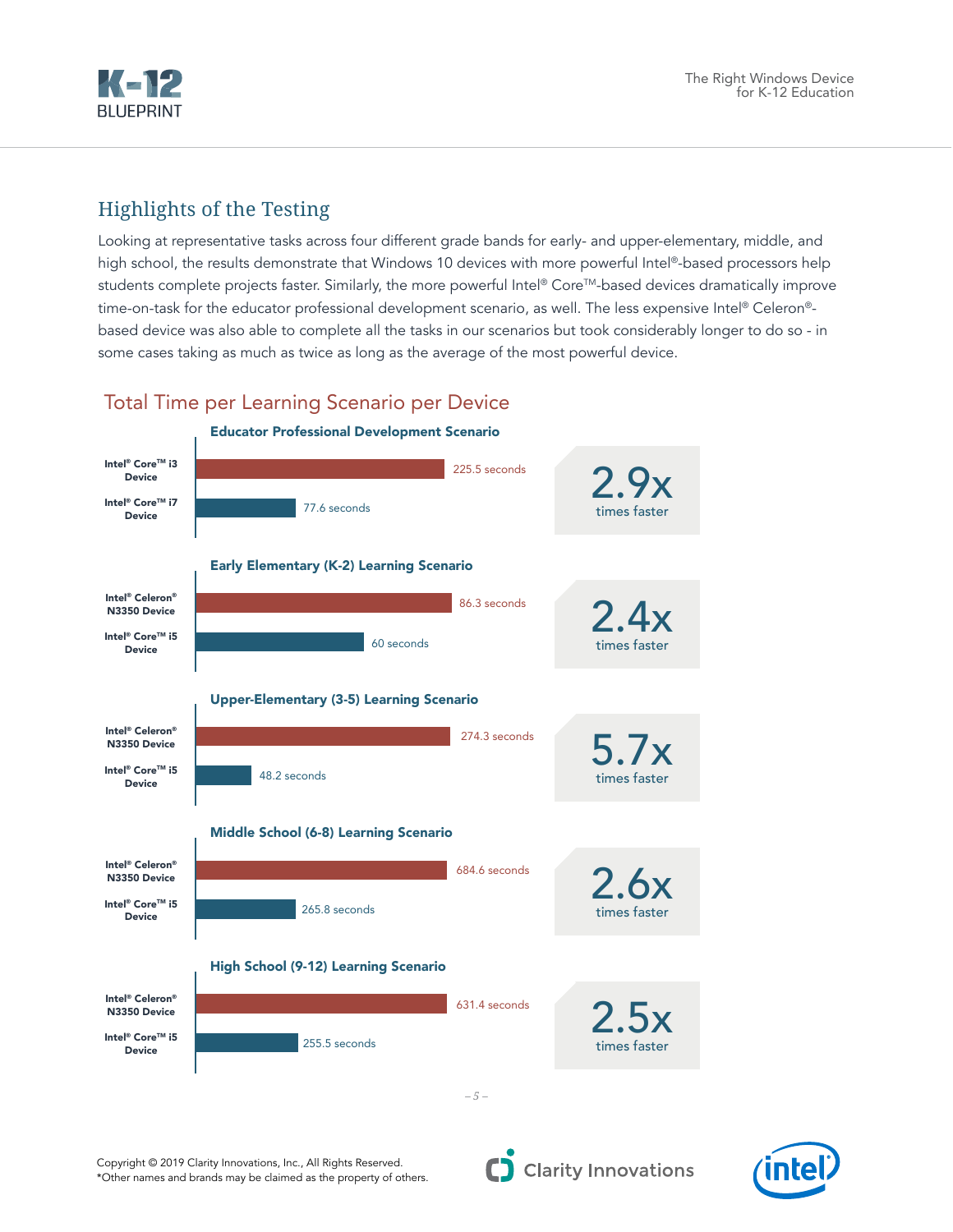## Highlights of the Testing

Looking at representative tasks across four different grade bands for early- and upper-elementary, middle, and high school, the results demonstrate that Windows 10 devices with more powerful Intel®-based processors help students complete projects faster. Similarly, the more powerful Intel® Core™-based devices dramatically improve time-on-task for the educator professional development scenario, as well. The less expensive Intel® Celeron®-based device was also able to complete all the tasks in our scenarios but took considerably longer to do so - in some cases taking as much as twice as long as the average of the most powerful device.

### Total Time per Learning Scenario per Device

**Educator Professional Development Scenario**

| Device | Time | |
|---|---|---|
| Intel® Core™ i3 Device | 225.5 seconds | 2.9x times faster |
| Intel® Core™ i7 Device | 77.6 seconds | |

**Early Elementary (K-2) Learning Scenario**

| Device | Time | |
|---|---|---|
| Intel® Celeron® N3350 Device | 86.3 seconds | 2.4x times faster |
| Intel® Core™ i5 Device | 60 seconds | |

**Upper-Elementary (3-5) Learning Scenario**

| Device | Time | |
|---|---|---|
| Intel® Celeron® N3350 Device | 274.3 seconds | 5.7x times faster |
| Intel® Core™ i5 Device | 48.2 seconds | |

**Middle School (6-8) Learning Scenario**

| Device | Time | |
|---|---|---|
| Intel® Celeron® N3350 Device | 684.6 seconds | 2.6x times faster |
| Intel® Core™ i5 Device | 265.8 seconds | |

**High School (9-12) Learning Scenario**

| Device | Time | |
|---|---|---|
| Intel® Celeron® N3350 Device | 631.4 seconds | 2.5x times faster |
| Intel® Core™ i5 Device | 255.5 seconds | |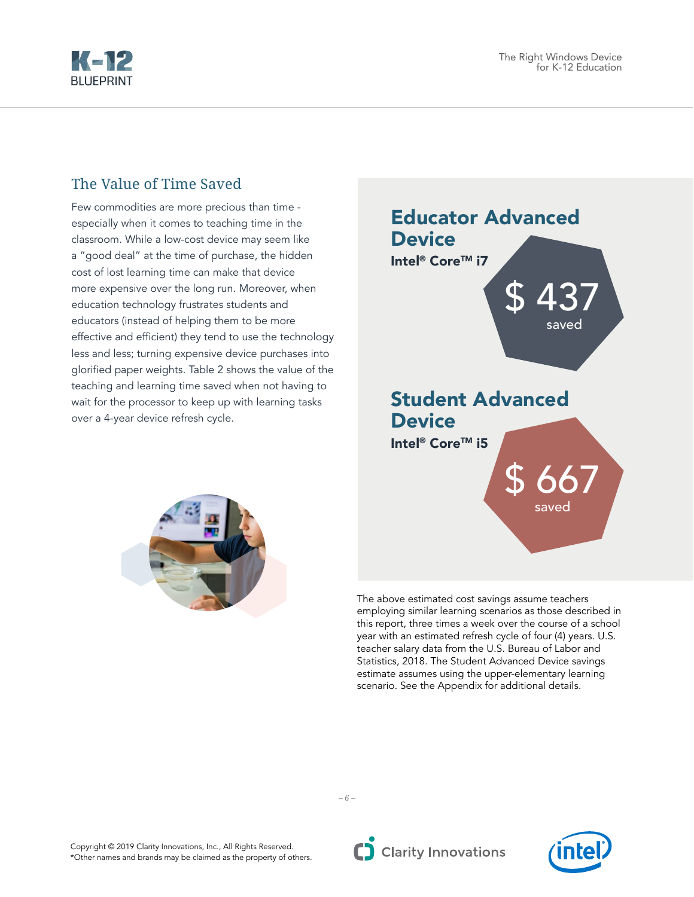## The Value of Time Saved

Few commodities are more precious than time - especially when it comes to teaching time in the classroom. While a low-cost device may seem like a "good deal" at the time of purchase, the hidden cost of lost learning time can make that device more expensive over the long run. Moreover, when education technology frustrates students and educators (instead of helping them to be more effective and efficient) they tend to use the technology less and less; turning expensive device purchases into glorified paper weights. Table 2 shows the value of the teaching and learning time saved when not having to wait for the processor to keep up with learning tasks over a 4-year device refresh cycle.

### Educator Advanced Device

**Intel® Core™ i7**

$ 437 saved

### Student Advanced Device

**Intel® Core™ i5**

$ 667 saved

The above estimated cost savings assume teachers employing similar learning scenarios as those described in this report, three times a week over the course of a school year with an estimated refresh cycle of four (4) years. U.S. teacher salary data from the U.S. Bureau of Labor and Statistics, 2018. The Student Advanced Device savings estimate assumes using the upper-elementary learning scenario. See the Appendix for additional details.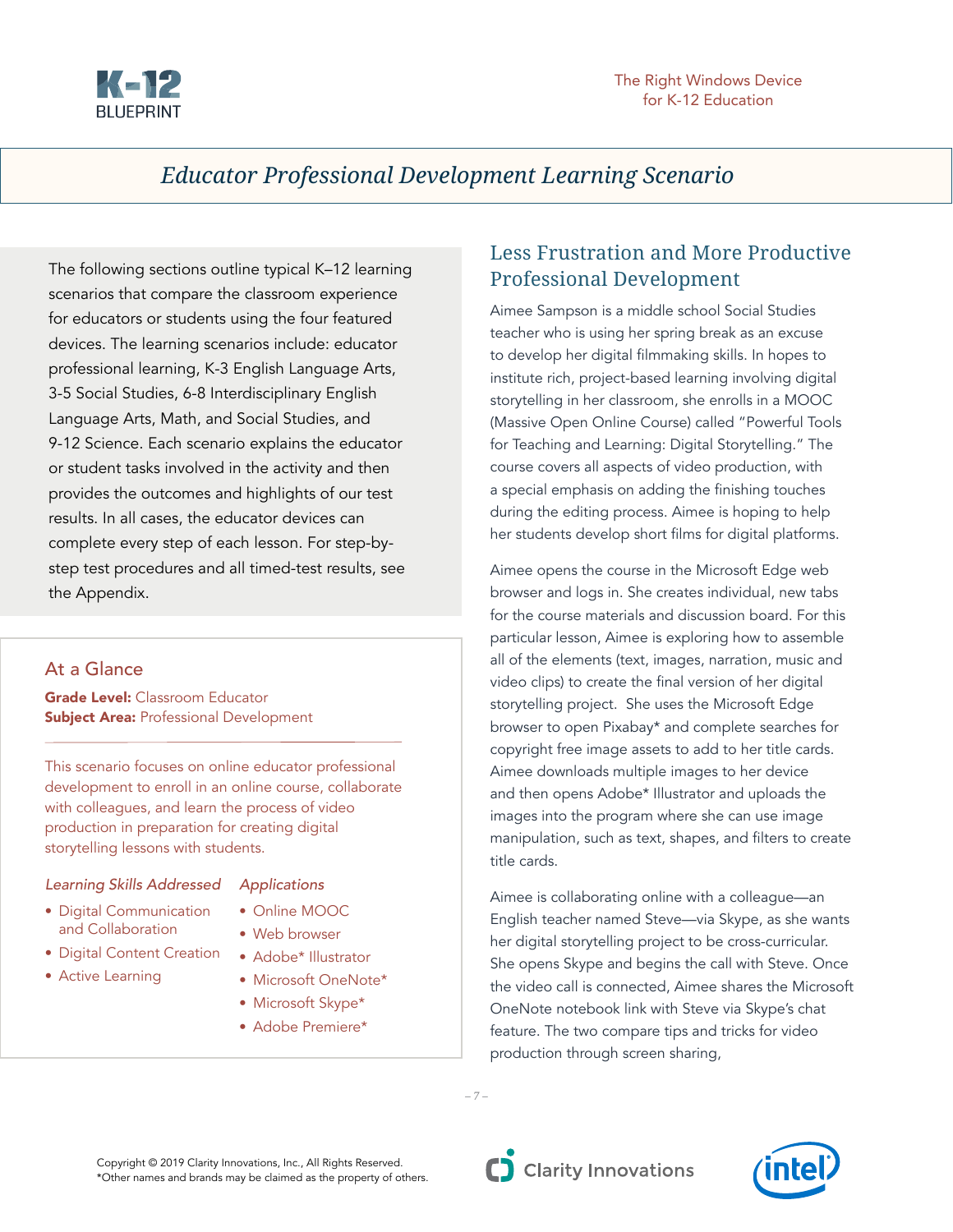# Educator Professional Development Learning Scenario

The following sections outline typical K–12 learning scenarios that compare the classroom experience for educators or students using the four featured devices. The learning scenarios include: educator professional learning, K-3 English Language Arts, 3-5 Social Studies, 6-8 Interdisciplinary English Language Arts, Math, and Social Studies, and 9-12 Science. Each scenario explains the educator or student tasks involved in the activity and then provides the outcomes and highlights of our test results. In all cases, the educator devices can complete every step of each lesson. For step-by-step test procedures and all timed-test results, see the Appendix.

### At a Glance

**Grade Level:** Classroom Educator
**Subject Area:** Professional Development

This scenario focuses on online educator professional development to enroll in an online course, collaborate with colleagues, and learn the process of video production in preparation for creating digital storytelling lessons with students.

*Learning Skills Addressed*

- Digital Communication and Collaboration
- Digital Content Creation
- Active Learning

*Applications*

- Online MOOC
- Web browser
- Adobe* Illustrator
- Microsoft OneNote*
- Microsoft Skype*
- Adobe Premiere*

## Less Frustration and More Productive Professional Development

Aimee Sampson is a middle school Social Studies teacher who is using her spring break as an excuse to develop her digital filmmaking skills. In hopes to institute rich, project-based learning involving digital storytelling in her classroom, she enrolls in a MOOC (Massive Open Online Course) called "Powerful Tools for Teaching and Learning: Digital Storytelling." The course covers all aspects of video production, with a special emphasis on adding the finishing touches during the editing process. Aimee is hoping to help her students develop short films for digital platforms.

Aimee opens the course in the Microsoft Edge web browser and logs in. She creates individual, new tabs for the course materials and discussion board. For this particular lesson, Aimee is exploring how to assemble all of the elements (text, images, narration, music and video clips) to create the final version of her digital storytelling project. She uses the Microsoft Edge browser to open Pixabay* and complete searches for copyright free image assets to add to her title cards. Aimee downloads multiple images to her device and then opens Adobe* Illustrator and uploads the images into the program where she can use image manipulation, such as text, shapes, and filters to create title cards.

Aimee is collaborating online with a colleague—an English teacher named Steve—via Skype, as she wants her digital storytelling project to be cross-curricular. She opens Skype and begins the call with Steve. Once the video call is connected, Aimee shares the Microsoft OneNote notebook link with Steve via Skype's chat feature. The two compare tips and tricks for video production through screen sharing,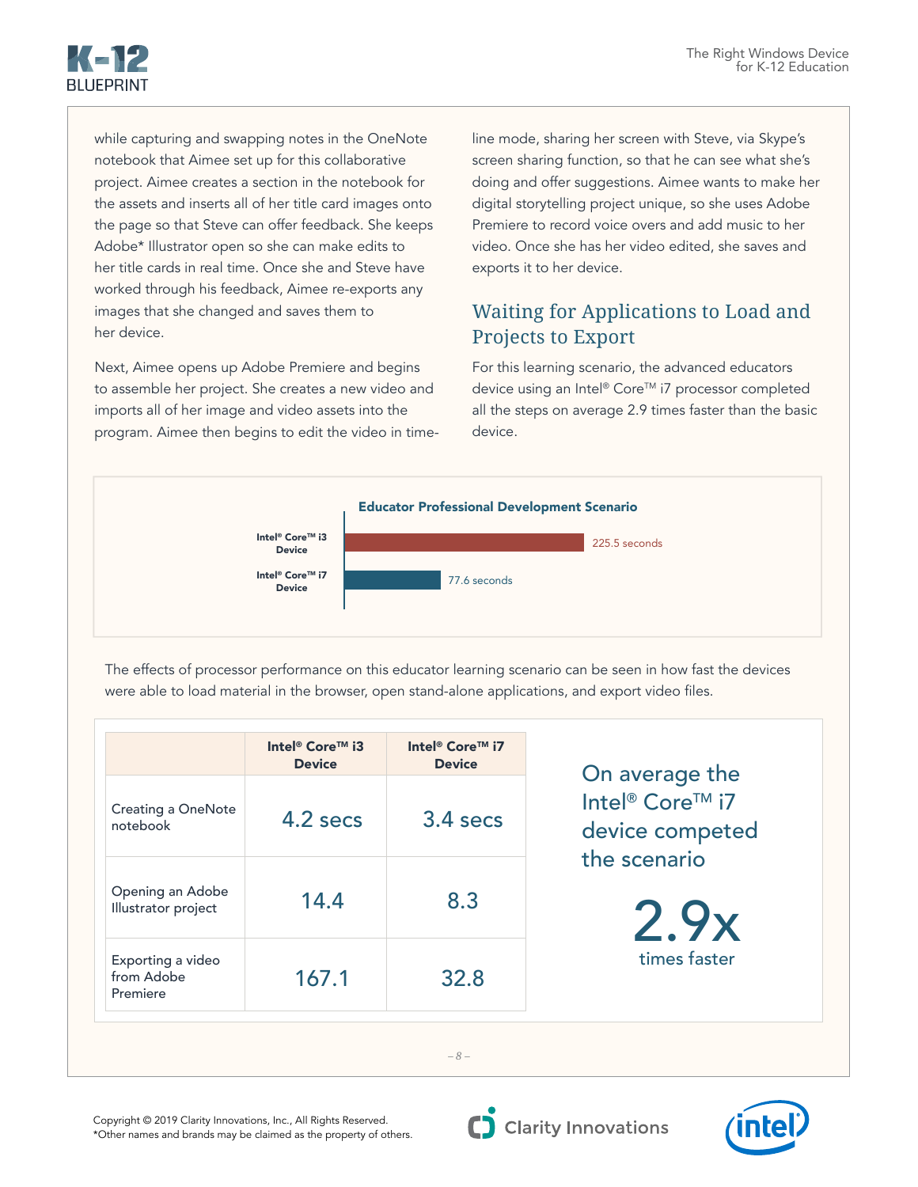while capturing and swapping notes in the OneNote notebook that Aimee set up for this collaborative project. Aimee creates a section in the notebook for the assets and inserts all of her title card images onto the page so that Steve can offer feedback. She keeps Adobe* Illustrator open so she can make edits to her title cards in real time. Once she and Steve have worked through his feedback, Aimee re-exports any images that she changed and saves them to her device.

Next, Aimee opens up Adobe Premiere and begins to assemble her project. She creates a new video and imports all of her image and video assets into the program. Aimee then begins to edit the video in time-line mode, sharing her screen with Steve, via Skype's screen sharing function, so that he can see what she's doing and offer suggestions. Aimee wants to make her digital storytelling project unique, so she uses Adobe Premiere to record voice overs and add music to her video. Once she has her video edited, she saves and exports it to her device.

## Waiting for Applications to Load and Projects to Export

For this learning scenario, the advanced educators device using an Intel® Core™ i7 processor completed all the steps on average 2.9 times faster than the basic device.

**Educator Professional Development Scenario**

| Device | Time |
|---|---|
| Intel® Core™ i3 Device | 225.5 seconds |
| Intel® Core™ i7 Device | 77.6 seconds |

The effects of processor performance on this educator learning scenario can be seen in how fast the devices were able to load material in the browser, open stand-alone applications, and export video files.

| | Intel® Core™ i3 Device | Intel® Core™ i7 Device |
|---|---|---|
| Creating a OneNote notebook | 4.2 secs | 3.4 secs |
| Opening an Adobe Illustrator project | 14.4 | 8.3 |
| Exporting a video from Adobe Premiere | 167.1 | 32.8 |

On average the Intel® Core™ i7 device competed the scenario

**2.9x** times faster

Copyright © 2019 Clarity Innovations, Inc., All Rights Reserved.
*Other names and brands may be claimed as the property of others.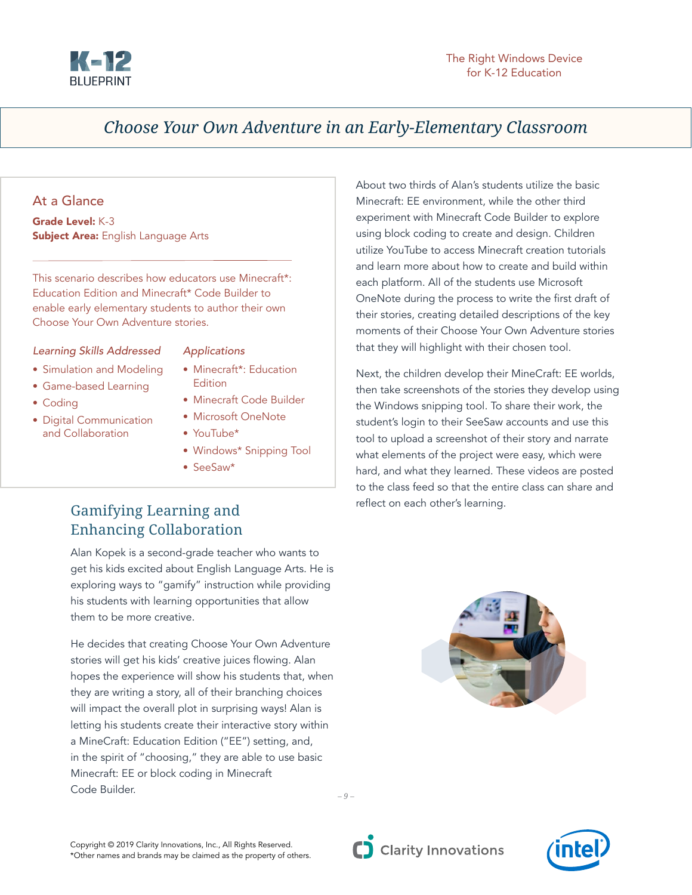# Choose Your Own Adventure in an Early-Elementary Classroom

## At a Glance

**Grade Level:** K-3
**Subject Area:** English Language Arts

This scenario describes how educators use Minecraft*: Education Edition and Minecraft* Code Builder to enable early elementary students to author their own Choose Your Own Adventure stories.

*Learning Skills Addressed*

- Simulation and Modeling
- Game-based Learning
- Coding
- Digital Communication and Collaboration

*Applications*

- Minecraft*: Education Edition
- Minecraft Code Builder
- Microsoft OneNote
- YouTube*
- Windows* Snipping Tool
- SeeSaw*

## Gamifying Learning and Enhancing Collaboration

Alan Kopek is a second-grade teacher who wants to get his kids excited about English Language Arts. He is exploring ways to "gamify" instruction while providing his students with learning opportunities that allow them to be more creative.

He decides that creating Choose Your Own Adventure stories will get his kids' creative juices flowing. Alan hopes the experience will show his students that, when they are writing a story, all of their branching choices will impact the overall plot in surprising ways! Alan is letting his students create their interactive story within a MineCraft: Education Edition ("EE") setting, and, in the spirit of "choosing," they are able to use basic Minecraft: EE or block coding in Minecraft Code Builder.

About two thirds of Alan's students utilize the basic Minecraft: EE environment, while the other third experiment with Minecraft Code Builder to explore using block coding to create and design. Children utilize YouTube to access Minecraft creation tutorials and learn more about how to create and build within each platform. All of the students use Microsoft OneNote during the process to write the first draft of their stories, creating detailed descriptions of the key moments of their Choose Your Own Adventure stories that they will highlight with their chosen tool.

Next, the children develop their MineCraft: EE worlds, then take screenshots of the stories they develop using the Windows snipping tool. To share their work, the student's login to their SeeSaw accounts and use this tool to upload a screenshot of their story and narrate what elements of the project were easy, which were hard, and what they learned. These videos are posted to the class feed so that the entire class can share and reflect on each other's learning.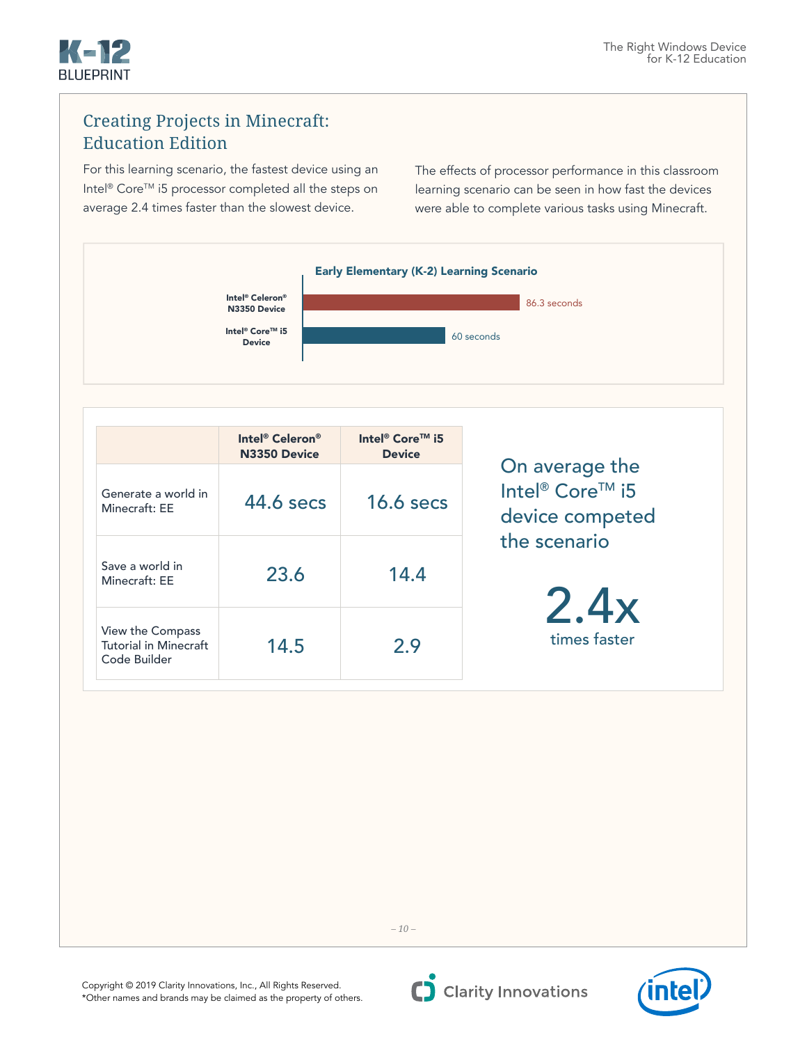## Creating Projects in Minecraft: Education Edition

For this learning scenario, the fastest device using an Intel® Core™ i5 processor completed all the steps on average 2.4 times faster than the slowest device.

The effects of processor performance in this classroom learning scenario can be seen in how fast the devices were able to complete various tasks using Minecraft.

**Early Elementary (K-2) Learning Scenario**

| Device | Time |
| --- | --- |
| Intel® Celeron® N3350 Device | 86.3 seconds |
| Intel® Core™ i5 Device | 60 seconds |

| | Intel® Celeron® N3350 Device | Intel® Core™ i5 Device |
| --- | --- | --- |
| Generate a world in Minecraft: EE | 44.6 secs | 16.6 secs |
| Save a world in Minecraft: EE | 23.6 | 14.4 |
| View the Compass Tutorial in Minecraft Code Builder | 14.5 | 2.9 |

On average the Intel® Core™ i5 device competed the scenario

**2.4x**

times faster

Copyright © 2019 Clarity Innovations, Inc., All Rights Reserved.
*Other names and brands may be claimed as the property of others.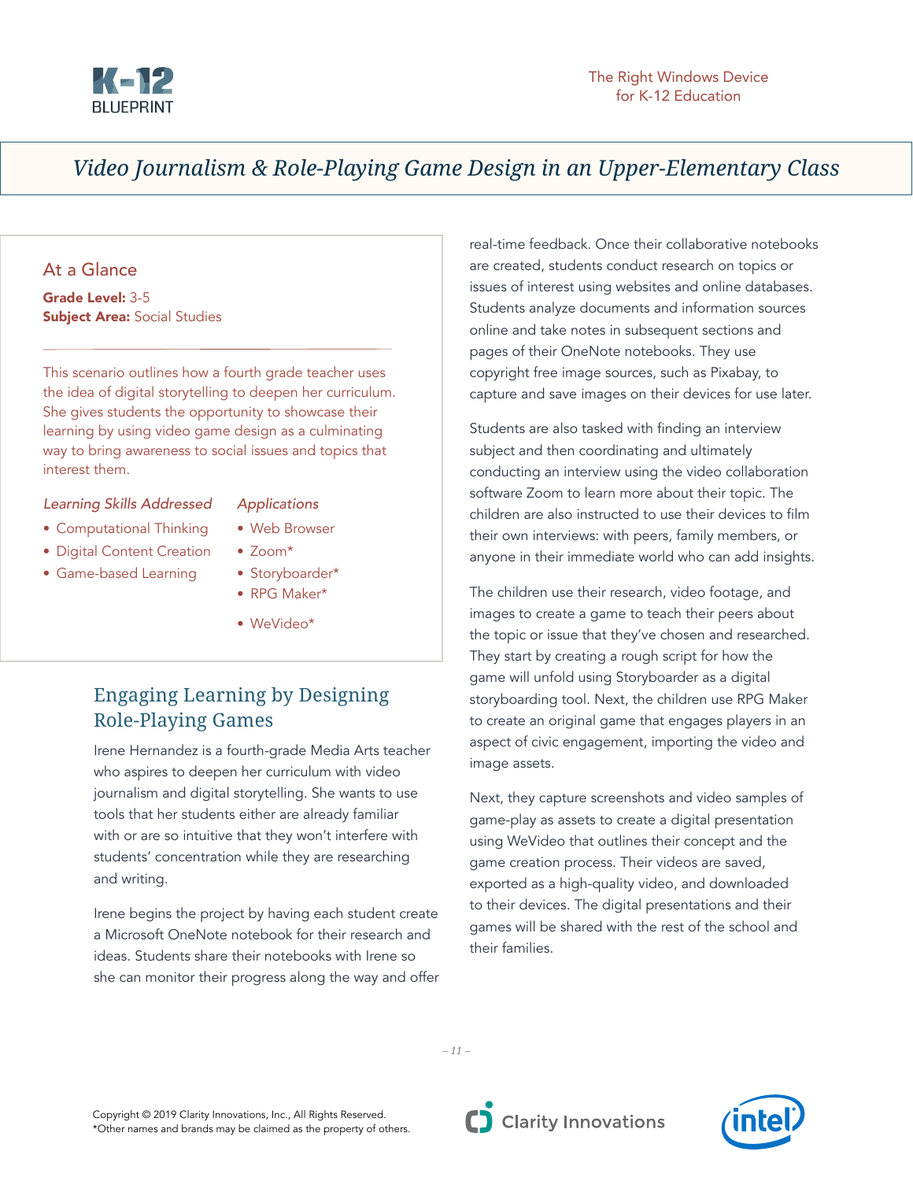# Video Journalism & Role-Playing Game Design in an Upper-Elementary Class

## At a Glance

**Grade Level:** 3-5
**Subject Area:** Social Studies

This scenario outlines how a fourth grade teacher uses the idea of digital storytelling to deepen her curriculum. She gives students the opportunity to showcase their learning by using video game design as a culminating way to bring awareness to social issues and topics that interest them.

*Learning Skills Addressed*

- Computational Thinking
- Digital Content Creation
- Game-based Learning

*Applications*

- Web Browser
- Zoom*
- Storyboarder*
- RPG Maker*
- WeVideo*

## Engaging Learning by Designing Role-Playing Games

Irene Hernandez is a fourth-grade Media Arts teacher who aspires to deepen her curriculum with video journalism and digital storytelling. She wants to use tools that her students either are already familiar with or are so intuitive that they won't interfere with students' concentration while they are researching and writing.

Irene begins the project by having each student create a Microsoft OneNote notebook for their research and ideas. Students share their notebooks with Irene so she can monitor their progress along the way and offer real-time feedback. Once their collaborative notebooks are created, students conduct research on topics or issues of interest using websites and online databases. Students analyze documents and information sources online and take notes in subsequent sections and pages of their OneNote notebooks. They use copyright free image sources, such as Pixabay, to capture and save images on their devices for use later.

Students are also tasked with finding an interview subject and then coordinating and ultimately conducting an interview using the video collaboration software Zoom to learn more about their topic. The children are also instructed to use their devices to film their own interviews: with peers, family members, or anyone in their immediate world who can add insights.

The children use their research, video footage, and images to create a game to teach their peers about the topic or issue that they've chosen and researched. They start by creating a rough script for how the game will unfold using Storyboarder as a digital storyboarding tool. Next, the children use RPG Maker to create an original game that engages players in an aspect of civic engagement, importing the video and image assets.

Next, they capture screenshots and video samples of game-play as assets to create a digital presentation using WeVideo that outlines their concept and the game creation process. Their videos are saved, exported as a high-quality video, and downloaded to their devices. The digital presentations and their games will be shared with the rest of the school and their families.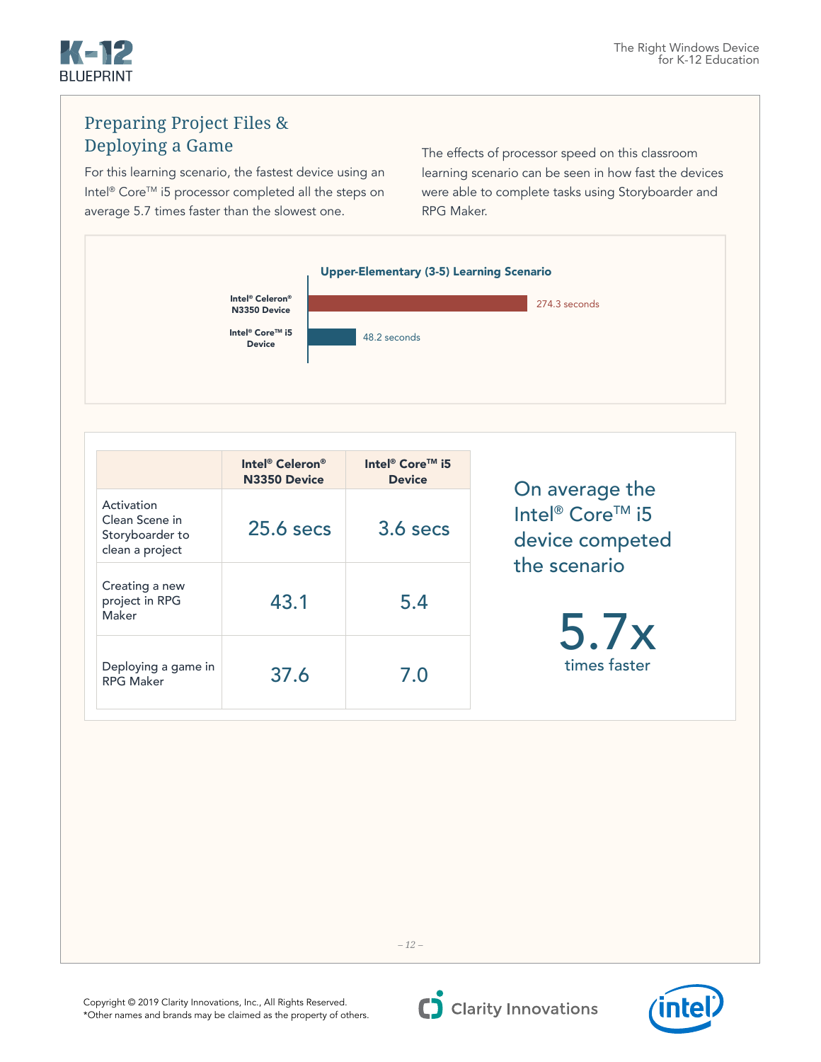## Preparing Project Files & Deploying a Game

For this learning scenario, the fastest device using an Intel® Core™ i5 processor completed all the steps on average 5.7 times faster than the slowest one.

The effects of processor speed on this classroom learning scenario can be seen in how fast the devices were able to complete tasks using Storyboarder and RPG Maker.

**Upper-Elementary (3-5) Learning Scenario**

| Device | Time |
|---|---|
| Intel® Celeron® N3350 Device | 274.3 seconds |
| Intel® Core™ i5 Device | 48.2 seconds |

| | Intel® Celeron® N3350 Device | Intel® Core™ i5 Device |
|---|---|---|
| Activation Clean Scene in Storyboarder to clean a project | 25.6 secs | 3.6 secs |
| Creating a new project in RPG Maker | 43.1 | 5.4 |
| Deploying a game in RPG Maker | 37.6 | 7.0 |

On average the Intel® Core™ i5 device competed the scenario

**5.7x** times faster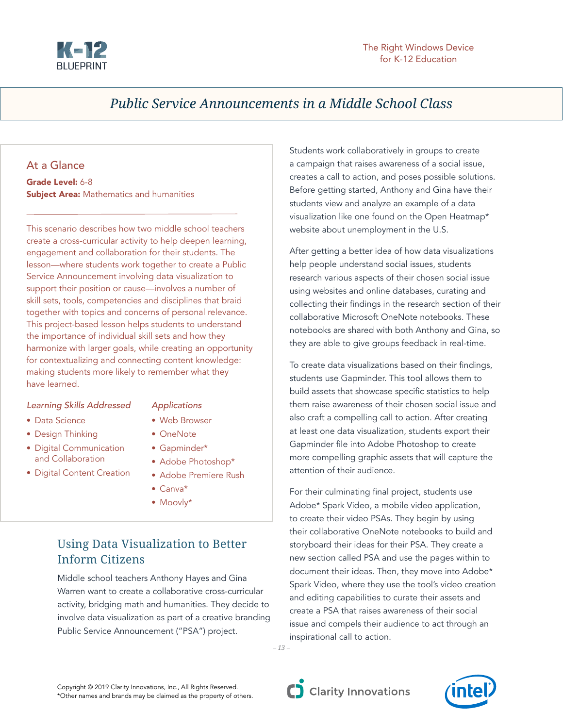# Public Service Announcements in a Middle School Class

## At a Glance

**Grade Level:** 6-8
**Subject Area:** Mathematics and humanities

This scenario describes how two middle school teachers create a cross-curricular activity to help deepen learning, engagement and collaboration for their students. The lesson—where students work together to create a Public Service Announcement involving data visualization to support their position or cause—involves a number of skill sets, tools, competencies and disciplines that braid together with topics and concerns of personal relevance. This project-based lesson helps students to understand the importance of individual skill sets and how they harmonize with larger goals, while creating an opportunity for contextualizing and connecting content knowledge: making students more likely to remember what they have learned.

*Learning Skills Addressed*

- Data Science
- Design Thinking
- Digital Communication and Collaboration
- Digital Content Creation

*Applications*

- Web Browser
- OneNote
- Gapminder*
- Adobe Photoshop*
- Adobe Premiere Rush
- Canva*
- Moovly*

## Using Data Visualization to Better Inform Citizens

Middle school teachers Anthony Hayes and Gina Warren want to create a collaborative cross-curricular activity, bridging math and humanities. They decide to involve data visualization as part of a creative branding Public Service Announcement ("PSA") project.

Students work collaboratively in groups to create a campaign that raises awareness of a social issue, creates a call to action, and poses possible solutions. Before getting started, Anthony and Gina have their students view and analyze an example of a data visualization like one found on the Open Heatmap* website about unemployment in the U.S.

After getting a better idea of how data visualizations help people understand social issues, students research various aspects of their chosen social issue using websites and online databases, curating and collecting their findings in the research section of their collaborative Microsoft OneNote notebooks. These notebooks are shared with both Anthony and Gina, so they are able to give groups feedback in real-time.

To create data visualizations based on their findings, students use Gapminder. This tool allows them to build assets that showcase specific statistics to help them raise awareness of their chosen social issue and also craft a compelling call to action. After creating at least one data visualization, students export their Gapminder file into Adobe Photoshop to create more compelling graphic assets that will capture the attention of their audience.

For their culminating final project, students use Adobe* Spark Video, a mobile video application, to create their video PSAs. They begin by using their collaborative OneNote notebooks to build and storyboard their ideas for their PSA. They create a new section called PSA and use the pages within to document their ideas. Then, they move into Adobe* Spark Video, where they use the tool's video creation and editing capabilities to curate their assets and create a PSA that raises awareness of their social issue and compels their audience to act through an inspirational call to action.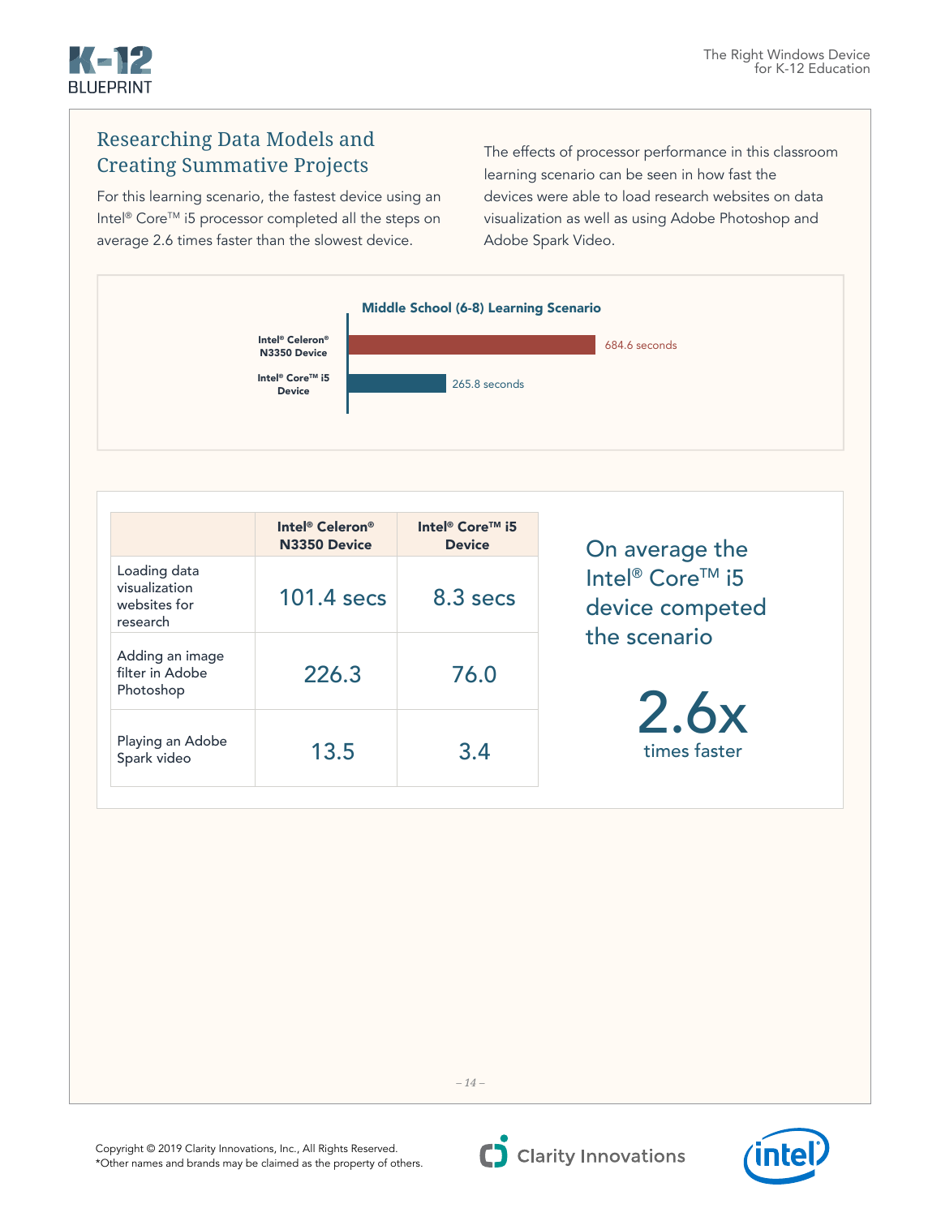## Researching Data Models and Creating Summative Projects

For this learning scenario, the fastest device using an Intel® Core™ i5 processor completed all the steps on average 2.6 times faster than the slowest device.

The effects of processor performance in this classroom learning scenario can be seen in how fast the devices were able to load research websites on data visualization as well as using Adobe Photoshop and Adobe Spark Video.

**Middle School (6-8) Learning Scenario**

| Device | Time |
| --- | --- |
| Intel® Celeron® N3350 Device | 684.6 seconds |
| Intel® Core™ i5 Device | 265.8 seconds |

| | Intel® Celeron® N3350 Device | Intel® Core™ i5 Device |
| --- | --- | --- |
| Loading data visualization websites for research | 101.4 secs | 8.3 secs |
| Adding an image filter in Adobe Photoshop | 226.3 | 76.0 |
| Playing an Adobe Spark video | 13.5 | 3.4 |

On average the Intel® Core™ i5 device competed the scenario

**2.6x** times faster

Copyright © 2019 Clarity Innovations, Inc., All Rights Reserved.
*Other names and brands may be claimed as the property of others.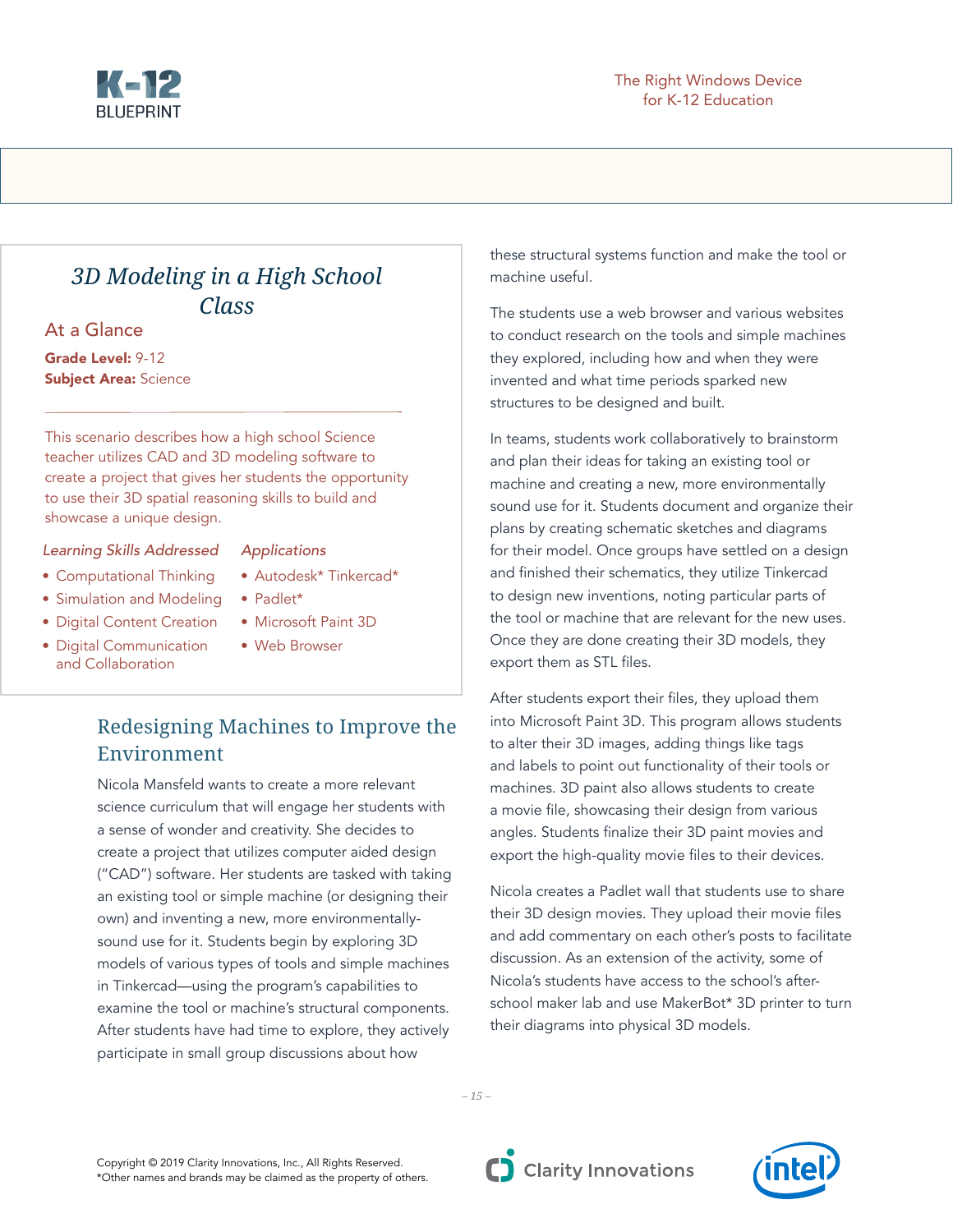## *3D Modeling in a High School Class*

### At a Glance

**Grade Level:** 9-12
**Subject Area:** Science

This scenario describes how a high school Science teacher utilizes CAD and 3D modeling software to create a project that gives her students the opportunity to use their 3D spatial reasoning skills to build and showcase a unique design.

*Learning Skills Addressed*

- Computational Thinking
- Simulation and Modeling
- Digital Content Creation
- Digital Communication and Collaboration

*Applications*

- Autodesk* Tinkercad*
- Padlet*
- Microsoft Paint 3D
- Web Browser

## Redesigning Machines to Improve the Environment

Nicola Mansfeld wants to create a more relevant science curriculum that will engage her students with a sense of wonder and creativity. She decides to create a project that utilizes computer aided design ("CAD") software. Her students are tasked with taking an existing tool or simple machine (or designing their own) and inventing a new, more environmentally-sound use for it. Students begin by exploring 3D models of various types of tools and simple machines in Tinkercad—using the program's capabilities to examine the tool or machine's structural components. After students have had time to explore, they actively participate in small group discussions about how these structural systems function and make the tool or machine useful.

The students use a web browser and various websites to conduct research on the tools and simple machines they explored, including how and when they were invented and what time periods sparked new structures to be designed and built.

In teams, students work collaboratively to brainstorm and plan their ideas for taking an existing tool or machine and creating a new, more environmentally sound use for it. Students document and organize their plans by creating schematic sketches and diagrams for their model. Once groups have settled on a design and finished their schematics, they utilize Tinkercad to design new inventions, noting particular parts of the tool or machine that are relevant for the new uses. Once they are done creating their 3D models, they export them as STL files.

After students export their files, they upload them into Microsoft Paint 3D. This program allows students to alter their 3D images, adding things like tags and labels to point out functionality of their tools or machines. 3D paint also allows students to create a movie file, showcasing their design from various angles. Students finalize their 3D paint movies and export the high-quality movie files to their devices.

Nicola creates a Padlet wall that students use to share their 3D design movies. They upload their movie files and add commentary on each other's posts to facilitate discussion. As an extension of the activity, some of Nicola's students have access to the school's after-school maker lab and use MakerBot* 3D printer to turn their diagrams into physical 3D models.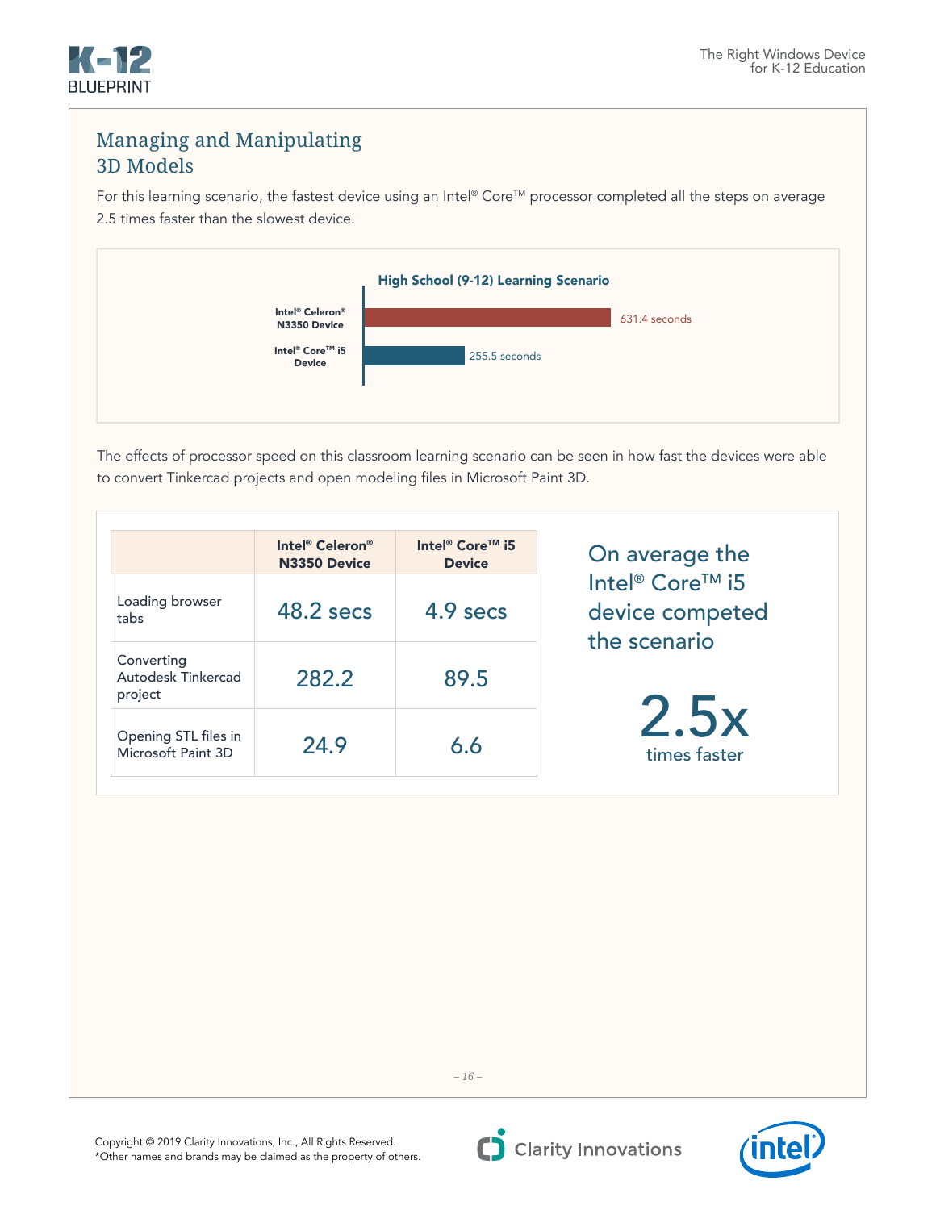## Managing and Manipulating 3D Models

For this learning scenario, the fastest device using an Intel® Core™ processor completed all the steps on average 2.5 times faster than the slowest device.

**High School (9-12) Learning Scenario**

| Device | Time |
|---|---|
| Intel® Celeron® N3350 Device | 631.4 seconds |
| Intel® Core™ i5 Device | 255.5 seconds |

The effects of processor speed on this classroom learning scenario can be seen in how fast the devices were able to convert Tinkercad projects and open modeling files in Microsoft Paint 3D.

| | Intel® Celeron® N3350 Device | Intel® Core™ i5 Device |
|---|---|---|
| Loading browser tabs | 48.2 secs | 4.9 secs |
| Converting Autodesk Tinkercad project | 282.2 | 89.5 |
| Opening STL files in Microsoft Paint 3D | 24.9 | 6.6 |

On average the Intel® Core™ i5 device competed the scenario

**2.5x** times faster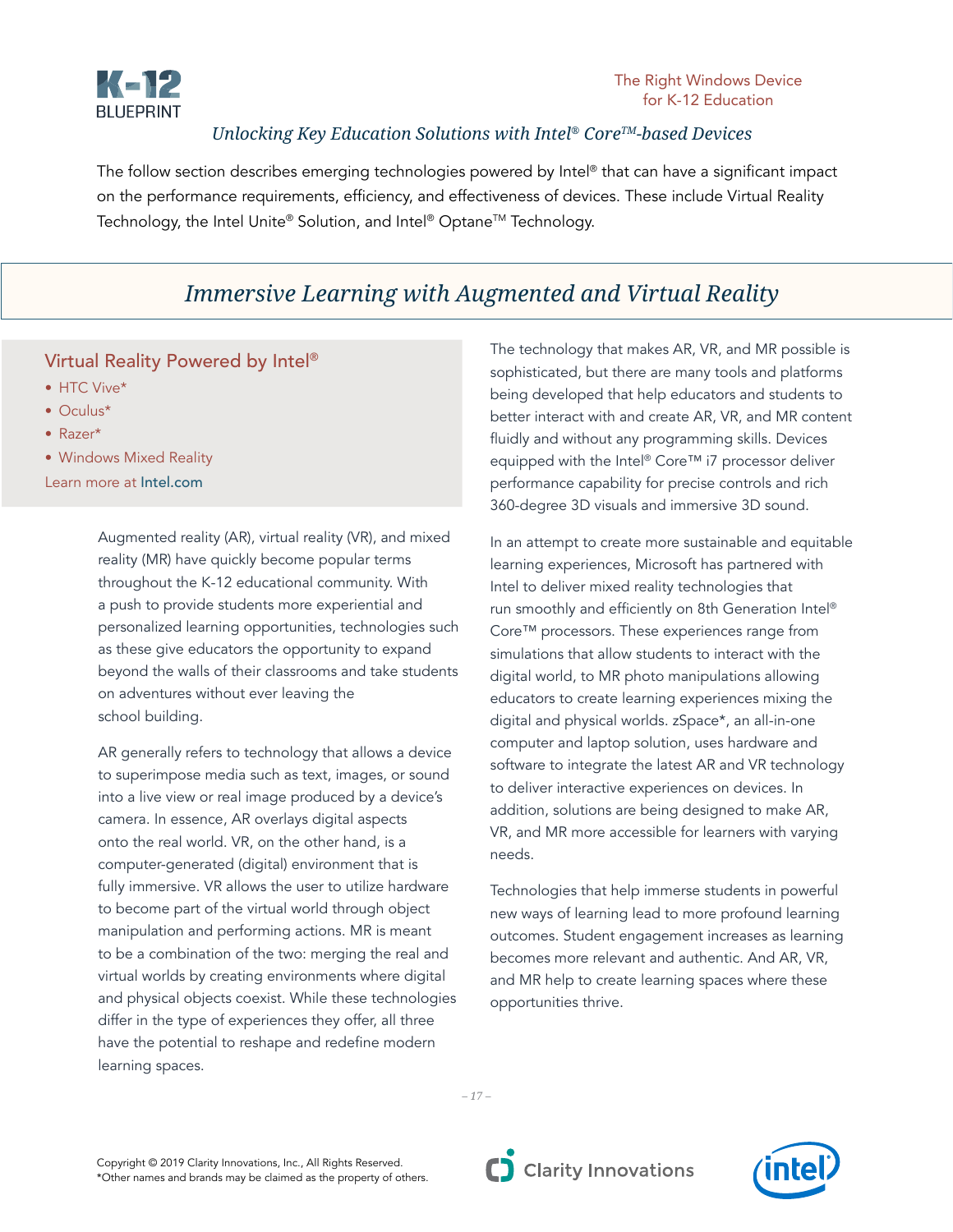*Unlocking Key Education Solutions with Intel® Core™-based Devices*

The follow section describes emerging technologies powered by Intel® that can have a significant impact on the performance requirements, efficiency, and effectiveness of devices. These include Virtual Reality Technology, the Intel Unite® Solution, and Intel® Optane™ Technology.

## *Immersive Learning with Augmented and Virtual Reality*

### Virtual Reality Powered by Intel®

- HTC Vive*
- Oculus*
- Razer*
- Windows Mixed Reality

Learn more at Intel.com

Augmented reality (AR), virtual reality (VR), and mixed reality (MR) have quickly become popular terms throughout the K-12 educational community. With a push to provide students more experiential and personalized learning opportunities, technologies such as these give educators the opportunity to expand beyond the walls of their classrooms and take students on adventures without ever leaving the school building.

AR generally refers to technology that allows a device to superimpose media such as text, images, or sound into a live view or real image produced by a device's camera. In essence, AR overlays digital aspects onto the real world. VR, on the other hand, is a computer-generated (digital) environment that is fully immersive. VR allows the user to utilize hardware to become part of the virtual world through object manipulation and performing actions. MR is meant to be a combination of the two: merging the real and virtual worlds by creating environments where digital and physical objects coexist. While these technologies differ in the type of experiences they offer, all three have the potential to reshape and redefine modern learning spaces.

The technology that makes AR, VR, and MR possible is sophisticated, but there are many tools and platforms being developed that help educators and students to better interact with and create AR, VR, and MR content fluidly and without any programming skills. Devices equipped with the Intel® Core™ i7 processor deliver performance capability for precise controls and rich 360-degree 3D visuals and immersive 3D sound.

In an attempt to create more sustainable and equitable learning experiences, Microsoft has partnered with Intel to deliver mixed reality technologies that run smoothly and efficiently on 8th Generation Intel® Core™ processors. These experiences range from simulations that allow students to interact with the digital world, to MR photo manipulations allowing educators to create learning experiences mixing the digital and physical worlds. zSpace*, an all-in-one computer and laptop solution, uses hardware and software to integrate the latest AR and VR technology to deliver interactive experiences on devices. In addition, solutions are being designed to make AR, VR, and MR more accessible for learners with varying needs.

Technologies that help immerse students in powerful new ways of learning lead to more profound learning outcomes. Student engagement increases as learning becomes more relevant and authentic. And AR, VR, and MR help to create learning spaces where these opportunities thrive.

Copyright © 2019 Clarity Innovations, Inc., All Rights Reserved.
*Other names and brands may be claimed as the property of others.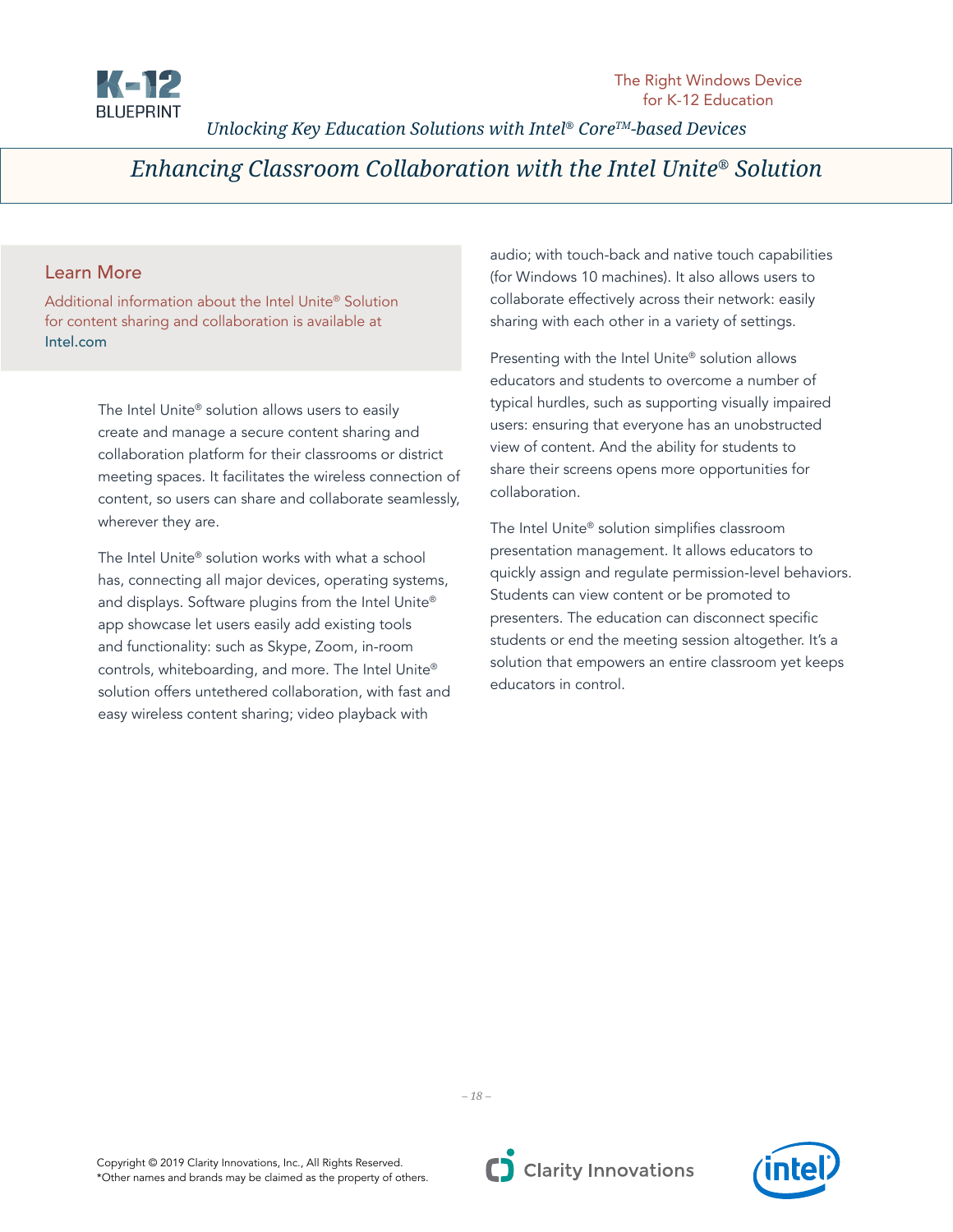# Enhancing Classroom Collaboration with the Intel Unite® Solution

## Learn More

Additional information about the Intel Unite® Solution for content sharing and collaboration is available at Intel.com

The Intel Unite® solution allows users to easily create and manage a secure content sharing and collaboration platform for their classrooms or district meeting spaces. It facilitates the wireless connection of content, so users can share and collaborate seamlessly, wherever they are.

The Intel Unite® solution works with what a school has, connecting all major devices, operating systems, and displays. Software plugins from the Intel Unite® app showcase let users easily add existing tools and functionality: such as Skype, Zoom, in-room controls, whiteboarding, and more. The Intel Unite® solution offers untethered collaboration, with fast and easy wireless content sharing; video playback with audio; with touch-back and native touch capabilities (for Windows 10 machines). It also allows users to collaborate effectively across their network: easily sharing with each other in a variety of settings.

Presenting with the Intel Unite® solution allows educators and students to overcome a number of typical hurdles, such as supporting visually impaired users: ensuring that everyone has an unobstructed view of content. And the ability for students to share their screens opens more opportunities for collaboration.

The Intel Unite® solution simplifies classroom presentation management. It allows educators to quickly assign and regulate permission-level behaviors. Students can view content or be promoted to presenters. The education can disconnect specific students or end the meeting session altogether. It's a solution that empowers an entire classroom yet keeps educators in control.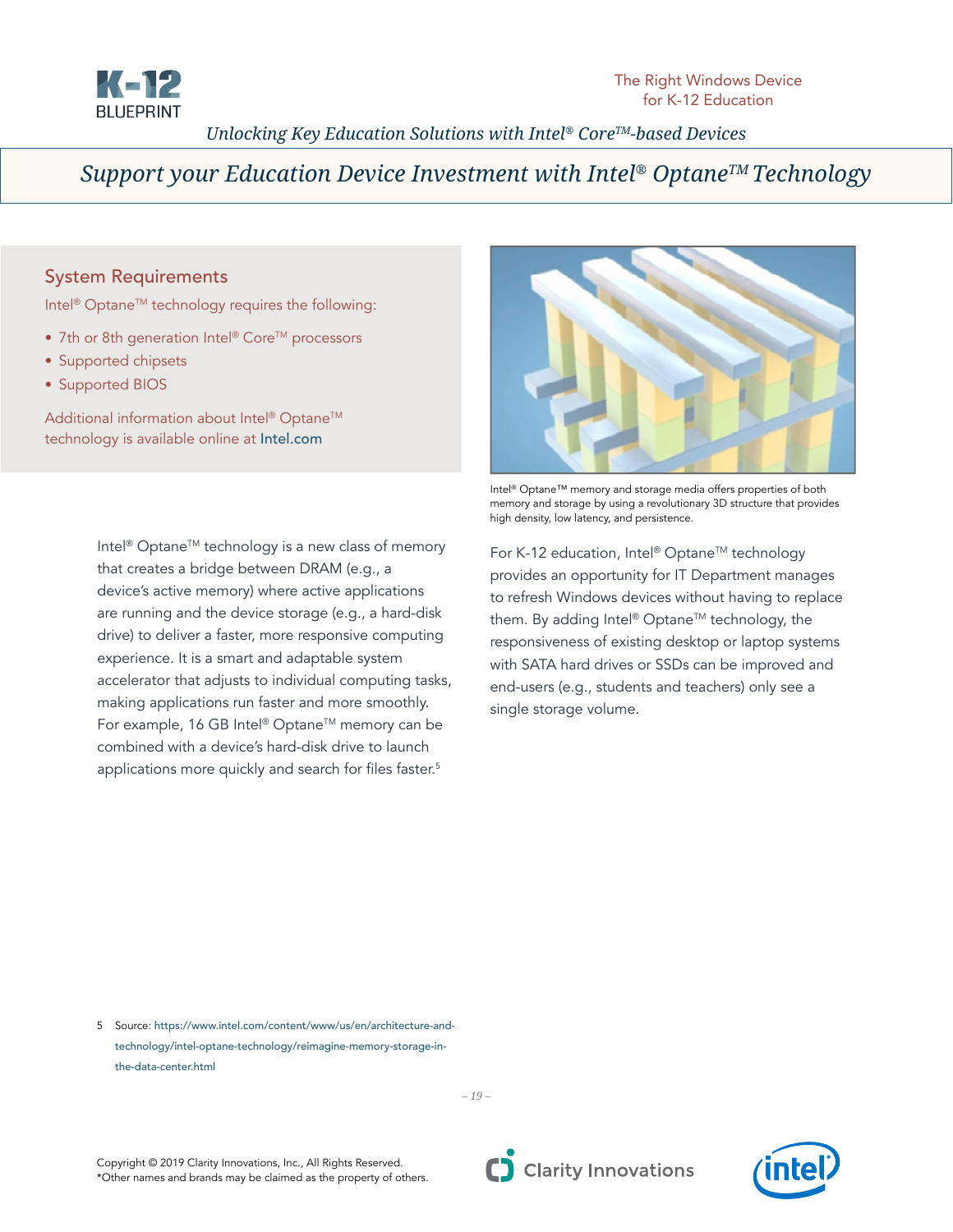# Support your Education Device Investment with Intel® Optane™ Technology

## System Requirements

Intel® Optane™ technology requires the following:

- 7th or 8th generation Intel® Core™ processors
- Supported chipsets
- Supported BIOS

Additional information about Intel® Optane™ technology is available online at Intel.com

Intel® Optane™ memory and storage media offers properties of both memory and storage by using a revolutionary 3D structure that provides high density, low latency, and persistence.

Intel® Optane™ technology is a new class of memory that creates a bridge between DRAM (e.g., a device's active memory) where active applications are running and the device storage (e.g., a hard-disk drive) to deliver a faster, more responsive computing experience. It is a smart and adaptable system accelerator that adjusts to individual computing tasks, making applications run faster and more smoothly. For example, 16 GB Intel® Optane™ memory can be combined with a device's hard-disk drive to launch applications more quickly and search for files faster.[5]

For K-12 education, Intel® Optane™ technology provides an opportunity for IT Department manages to refresh Windows devices without having to replace them. By adding Intel® Optane™ technology, the responsiveness of existing desktop or laptop systems with SATA hard drives or SSDs can be improved and end-users (e.g., students and teachers) only see a single storage volume.

5 Source: https://www.intel.com/content/www/us/en/architecture-and-technology/intel-optane-technology/reimagine-memory-storage-in-the-data-center.html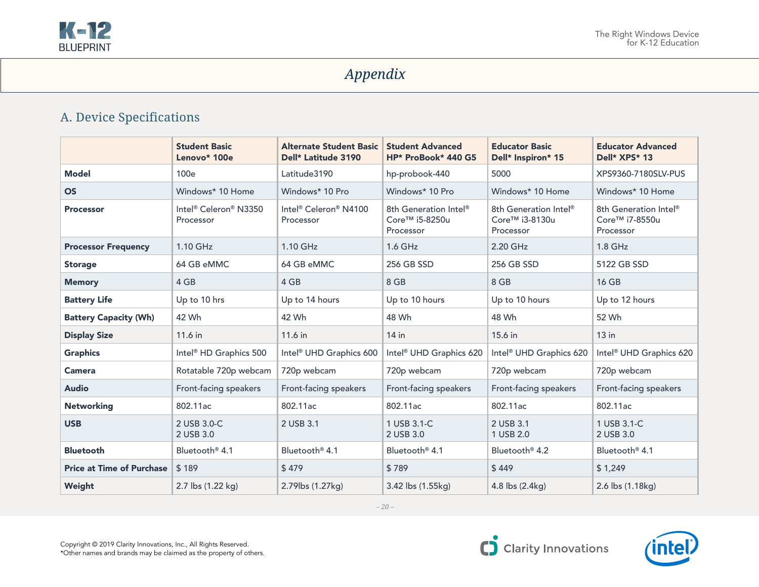# Appendix

## A. Device Specifications

| | **Student Basic Lenovo* 100e** | **Alternate Student Basic Dell* Latitude 3190** | **Student Advanced HP* ProBook* 440 G5** | **Educator Basic Dell* Inspiron* 15** | **Educator Advanced Dell* XPS* 13** |
|---|---|---|---|---|---|
| **Model** | 100e | Latitude3190 | hp-probook-440 | 5000 | XPS9360-7180SLV-PUS |
| **OS** | Windows* 10 Home | Windows* 10 Pro | Windows* 10 Pro | Windows* 10 Home | Windows* 10 Home |
| **Processor** | Intel® Celeron® N3350 Processor | Intel® Celeron® N4100 Processor | 8th Generation Intel® Core™ i5-8250u Processor | 8th Generation Intel® Core™ i3-8130u Processor | 8th Generation Intel® Core™ i7-8550u Processor |
| **Processor Frequency** | 1.10 GHz | 1.10 GHz | 1.6 GHz | 2.20 GHz | 1.8 GHz |
| **Storage** | 64 GB eMMC | 64 GB eMMC | 256 GB SSD | 256 GB SSD | 5122 GB SSD |
| **Memory** | 4 GB | 4 GB | 8 GB | 8 GB | 16 GB |
| **Battery Life** | Up to 10 hrs | Up to 14 hours | Up to 10 hours | Up to 10 hours | Up to 12 hours |
| **Battery Capacity (Wh)** | 42 Wh | 42 Wh | 48 Wh | 48 Wh | 52 Wh |
| **Display Size** | 11.6 in | 11.6 in | 14 in | 15.6 in | 13 in |
| **Graphics** | Intel® HD Graphics 500 | Intel® UHD Graphics 600 | Intel® UHD Graphics 620 | Intel® UHD Graphics 620 | Intel® UHD Graphics 620 |
| **Camera** | Rotatable 720p webcam | 720p webcam | 720p webcam | 720p webcam | 720p webcam |
| **Audio** | Front-facing speakers | Front-facing speakers | Front-facing speakers | Front-facing speakers | Front-facing speakers |
| **Networking** | 802.11ac | 802.11ac | 802.11ac | 802.11ac | 802.11ac |
| **USB** | 2 USB 3.0-C<br>2 USB 3.0 | 2 USB 3.1 | 1 USB 3.1-C<br>2 USB 3.0 | 2 USB 3.1<br>1 USB 2.0 | 1 USB 3.1-C<br>2 USB 3.0 |
| **Bluetooth** | Bluetooth® 4.1 | Bluetooth® 4.1 | Bluetooth® 4.1 | Bluetooth® 4.2 | Bluetooth® 4.1 |
| **Price at Time of Purchase** | $ 189 | $ 479 | $ 789 | $ 449 | $ 1,249 |
| **Weight** | 2.7 lbs (1.22 kg) | 2.79lbs (1.27kg) | 3.42 lbs (1.55kg) | 4.8 lbs (2.4kg) | 2.6 lbs (1.18kg) |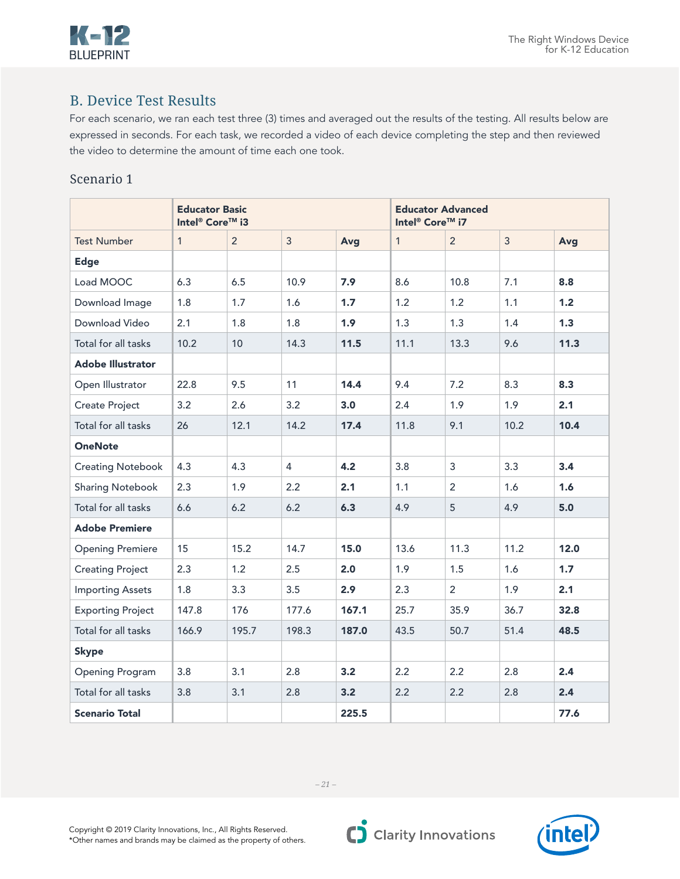## B. Device Test Results

For each scenario, we ran each test three (3) times and averaged out the results of the testing. All results below are expressed in seconds. For each task, we recorded a video of each device completing the step and then reviewed the video to determine the amount of time each one took.

### Scenario 1

| | **Educator Basic Intel® Core™ i3** | | | | **Educator Advanced Intel® Core™ i7** | | | |
|---|---|---|---|---|---|---|---|---|
| Test Number | 1 | 2 | 3 | **Avg** | 1 | 2 | 3 | **Avg** |
| **Edge** | | | | | | | | |
| Load MOOC | 6.3 | 6.5 | 10.9 | **7.9** | 8.6 | 10.8 | 7.1 | **8.8** |
| Download Image | 1.8 | 1.7 | 1.6 | **1.7** | 1.2 | 1.2 | 1.1 | **1.2** |
| Download Video | 2.1 | 1.8 | 1.8 | **1.9** | 1.3 | 1.3 | 1.4 | **1.3** |
| Total for all tasks | 10.2 | 10 | 14.3 | **11.5** | 11.1 | 13.3 | 9.6 | **11.3** |
| **Adobe Illustrator** | | | | | | | | |
| Open Illustrator | 22.8 | 9.5 | 11 | **14.4** | 9.4 | 7.2 | 8.3 | **8.3** |
| Create Project | 3.2 | 2.6 | 3.2 | **3.0** | 2.4 | 1.9 | 1.9 | **2.1** |
| Total for all tasks | 26 | 12.1 | 14.2 | **17.4** | 11.8 | 9.1 | 10.2 | **10.4** |
| **OneNote** | | | | | | | | |
| Creating Notebook | 4.3 | 4.3 | 4 | **4.2** | 3.8 | 3 | 3.3 | **3.4** |
| Sharing Notebook | 2.3 | 1.9 | 2.2 | **2.1** | 1.1 | 2 | 1.6 | **1.6** |
| Total for all tasks | 6.6 | 6.2 | 6.2 | **6.3** | 4.9 | 5 | 4.9 | **5.0** |
| **Adobe Premiere** | | | | | | | | |
| Opening Premiere | 15 | 15.2 | 14.7 | **15.0** | 13.6 | 11.3 | 11.2 | **12.0** |
| Creating Project | 2.3 | 1.2 | 2.5 | **2.0** | 1.9 | 1.5 | 1.6 | **1.7** |
| Importing Assets | 1.8 | 3.3 | 3.5 | **2.9** | 2.3 | 2 | 1.9 | **2.1** |
| Exporting Project | 147.8 | 176 | 177.6 | **167.1** | 25.7 | 35.9 | 36.7 | **32.8** |
| Total for all tasks | 166.9 | 195.7 | 198.3 | **187.0** | 43.5 | 50.7 | 51.4 | **48.5** |
| **Skype** | | | | | | | | |
| Opening Program | 3.8 | 3.1 | 2.8 | **3.2** | 2.2 | 2.2 | 2.8 | **2.4** |
| Total for all tasks | 3.8 | 3.1 | 2.8 | **3.2** | 2.2 | 2.2 | 2.8 | **2.4** |
| **Scenario Total** | | | | **225.5** | | | | **77.6** |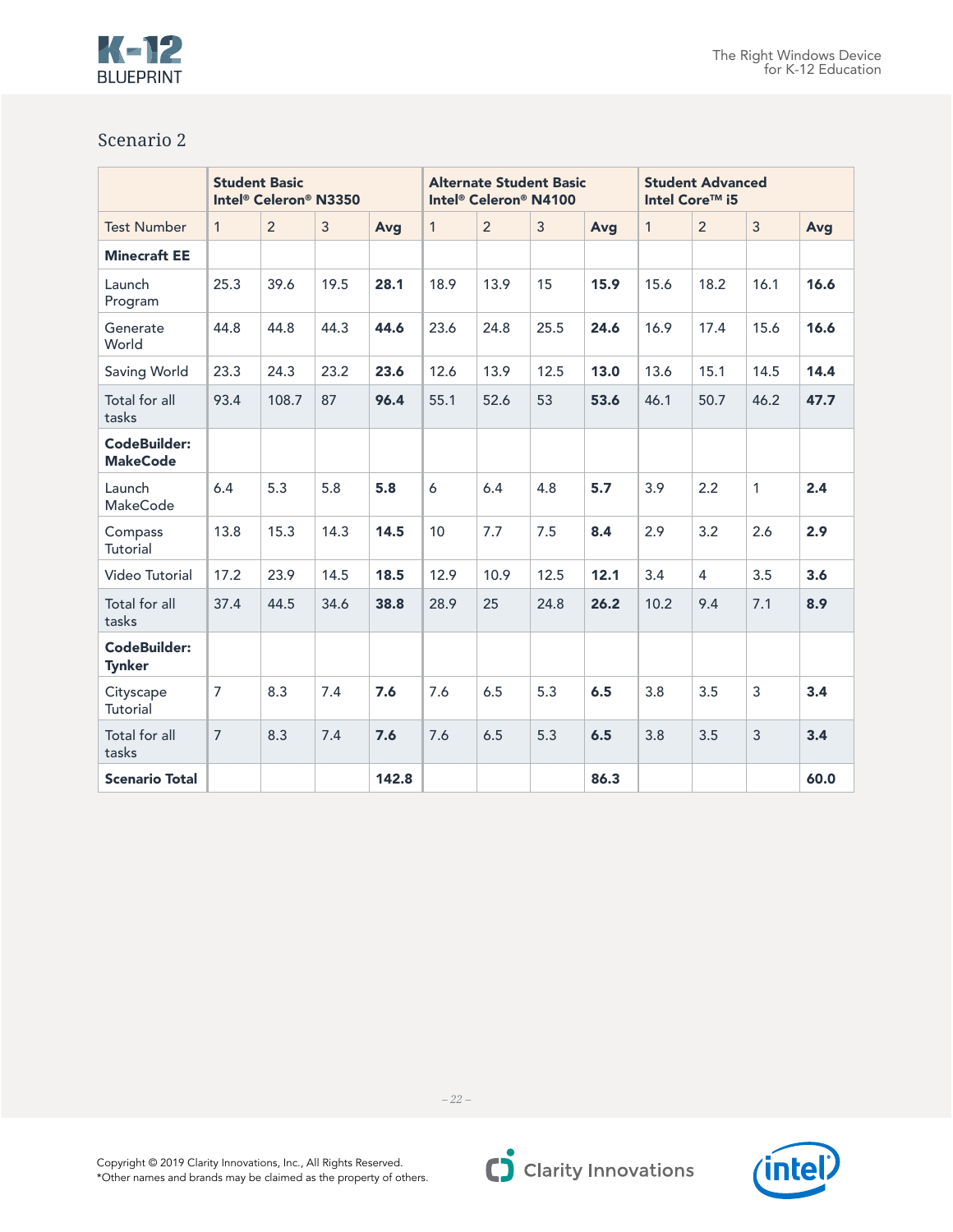## Scenario 2

| | Student Basic Intel® Celeron® N3350 | | | | Alternate Student Basic Intel® Celeron® N4100 | | | | Student Advanced Intel Core™ i5 | | | |
|---|---|---|---|---|---|---|---|---|---|---|---|---|
| Test Number | 1 | 2 | 3 | **Avg** | 1 | 2 | 3 | **Avg** | 1 | 2 | 3 | **Avg** |
| **Minecraft EE** | | | | | | | | | | | | |
| Launch Program | 25.3 | 39.6 | 19.5 | **28.1** | 18.9 | 13.9 | 15 | **15.9** | 15.6 | 18.2 | 16.1 | **16.6** |
| Generate World | 44.8 | 44.8 | 44.3 | **44.6** | 23.6 | 24.8 | 25.5 | **24.6** | 16.9 | 17.4 | 15.6 | **16.6** |
| Saving World | 23.3 | 24.3 | 23.2 | **23.6** | 12.6 | 13.9 | 12.5 | **13.0** | 13.6 | 15.1 | 14.5 | **14.4** |
| Total for all tasks | 93.4 | 108.7 | 87 | **96.4** | 55.1 | 52.6 | 53 | **53.6** | 46.1 | 50.7 | 46.2 | **47.7** |
| **CodeBuilder: MakeCode** | | | | | | | | | | | | |
| Launch MakeCode | 6.4 | 5.3 | 5.8 | **5.8** | 6 | 6.4 | 4.8 | **5.7** | 3.9 | 2.2 | 1 | **2.4** |
| Compass Tutorial | 13.8 | 15.3 | 14.3 | **14.5** | 10 | 7.7 | 7.5 | **8.4** | 2.9 | 3.2 | 2.6 | **2.9** |
| Video Tutorial | 17.2 | 23.9 | 14.5 | **18.5** | 12.9 | 10.9 | 12.5 | **12.1** | 3.4 | 4 | 3.5 | **3.6** |
| Total for all tasks | 37.4 | 44.5 | 34.6 | **38.8** | 28.9 | 25 | 24.8 | **26.2** | 10.2 | 9.4 | 7.1 | **8.9** |
| **CodeBuilder: Tynker** | | | | | | | | | | | | |
| Cityscape Tutorial | 7 | 8.3 | 7.4 | **7.6** | 7.6 | 6.5 | 5.3 | **6.5** | 3.8 | 3.5 | 3 | **3.4** |
| Total for all tasks | 7 | 8.3 | 7.4 | **7.6** | 7.6 | 6.5 | 5.3 | **6.5** | 3.8 | 3.5 | 3 | **3.4** |
| **Scenario Total** | | | | **142.8** | | | | **86.3** | | | | **60.0** |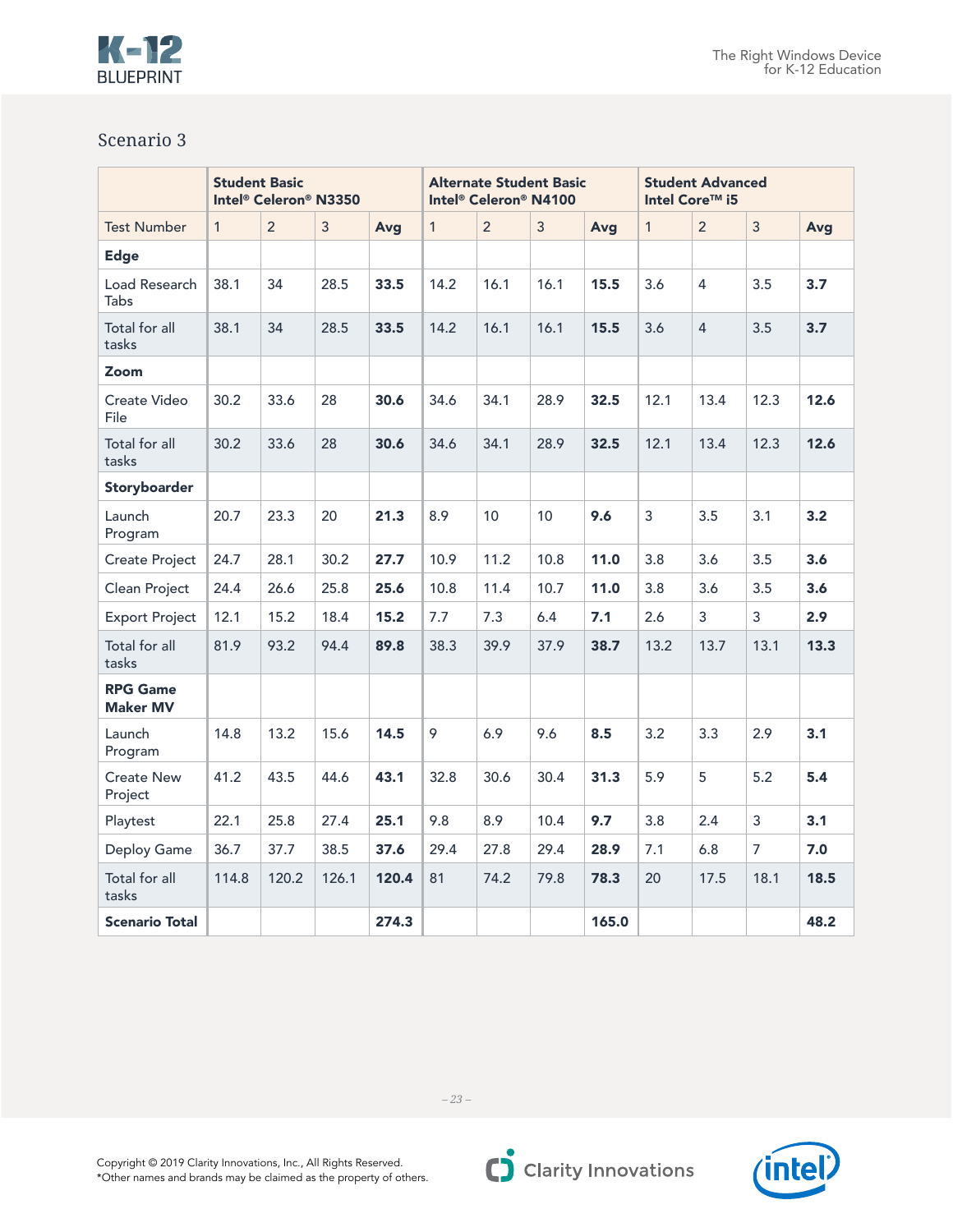## Scenario 3

| | Student Basic Intel® Celeron® N3350 | | | | Alternate Student Basic Intel® Celeron® N4100 | | | | Student Advanced Intel Core™ i5 | | | |
|---|---|---|---|---|---|---|---|---|---|---|---|---|
| Test Number | 1 | 2 | 3 | **Avg** | 1 | 2 | 3 | **Avg** | 1 | 2 | 3 | **Avg** |
| **Edge** | | | | | | | | | | | | |
| Load Research Tabs | 38.1 | 34 | 28.5 | **33.5** | 14.2 | 16.1 | 16.1 | **15.5** | 3.6 | 4 | 3.5 | **3.7** |
| Total for all tasks | 38.1 | 34 | 28.5 | **33.5** | 14.2 | 16.1 | 16.1 | **15.5** | 3.6 | 4 | 3.5 | **3.7** |
| **Zoom** | | | | | | | | | | | | |
| Create Video File | 30.2 | 33.6 | 28 | **30.6** | 34.6 | 34.1 | 28.9 | **32.5** | 12.1 | 13.4 | 12.3 | **12.6** |
| Total for all tasks | 30.2 | 33.6 | 28 | **30.6** | 34.6 | 34.1 | 28.9 | **32.5** | 12.1 | 13.4 | 12.3 | **12.6** |
| **Storyboarder** | | | | | | | | | | | | |
| Launch Program | 20.7 | 23.3 | 20 | **21.3** | 8.9 | 10 | 10 | **9.6** | 3 | 3.5 | 3.1 | **3.2** |
| Create Project | 24.7 | 28.1 | 30.2 | **27.7** | 10.9 | 11.2 | 10.8 | **11.0** | 3.8 | 3.6 | 3.5 | **3.6** |
| Clean Project | 24.4 | 26.6 | 25.8 | **25.6** | 10.8 | 11.4 | 10.7 | **11.0** | 3.8 | 3.6 | 3.5 | **3.6** |
| Export Project | 12.1 | 15.2 | 18.4 | **15.2** | 7.7 | 7.3 | 6.4 | **7.1** | 2.6 | 3 | 3 | **2.9** |
| Total for all tasks | 81.9 | 93.2 | 94.4 | **89.8** | 38.3 | 39.9 | 37.9 | **38.7** | 13.2 | 13.7 | 13.1 | **13.3** |
| **RPG Game Maker MV** | | | | | | | | | | | | |
| Launch Program | 14.8 | 13.2 | 15.6 | **14.5** | 9 | 6.9 | 9.6 | **8.5** | 3.2 | 3.3 | 2.9 | **3.1** |
| Create New Project | 41.2 | 43.5 | 44.6 | **43.1** | 32.8 | 30.6 | 30.4 | **31.3** | 5.9 | 5 | 5.2 | **5.4** |
| Playtest | 22.1 | 25.8 | 27.4 | **25.1** | 9.8 | 8.9 | 10.4 | **9.7** | 3.8 | 2.4 | 3 | **3.1** |
| Deploy Game | 36.7 | 37.7 | 38.5 | **37.6** | 29.4 | 27.8 | 29.4 | **28.9** | 7.1 | 6.8 | 7 | **7.0** |
| Total for all tasks | 114.8 | 120.2 | 126.1 | **120.4** | 81 | 74.2 | 79.8 | **78.3** | 20 | 17.5 | 18.1 | **18.5** |
| **Scenario Total** | | | | **274.3** | | | | **165.0** | | | | **48.2** |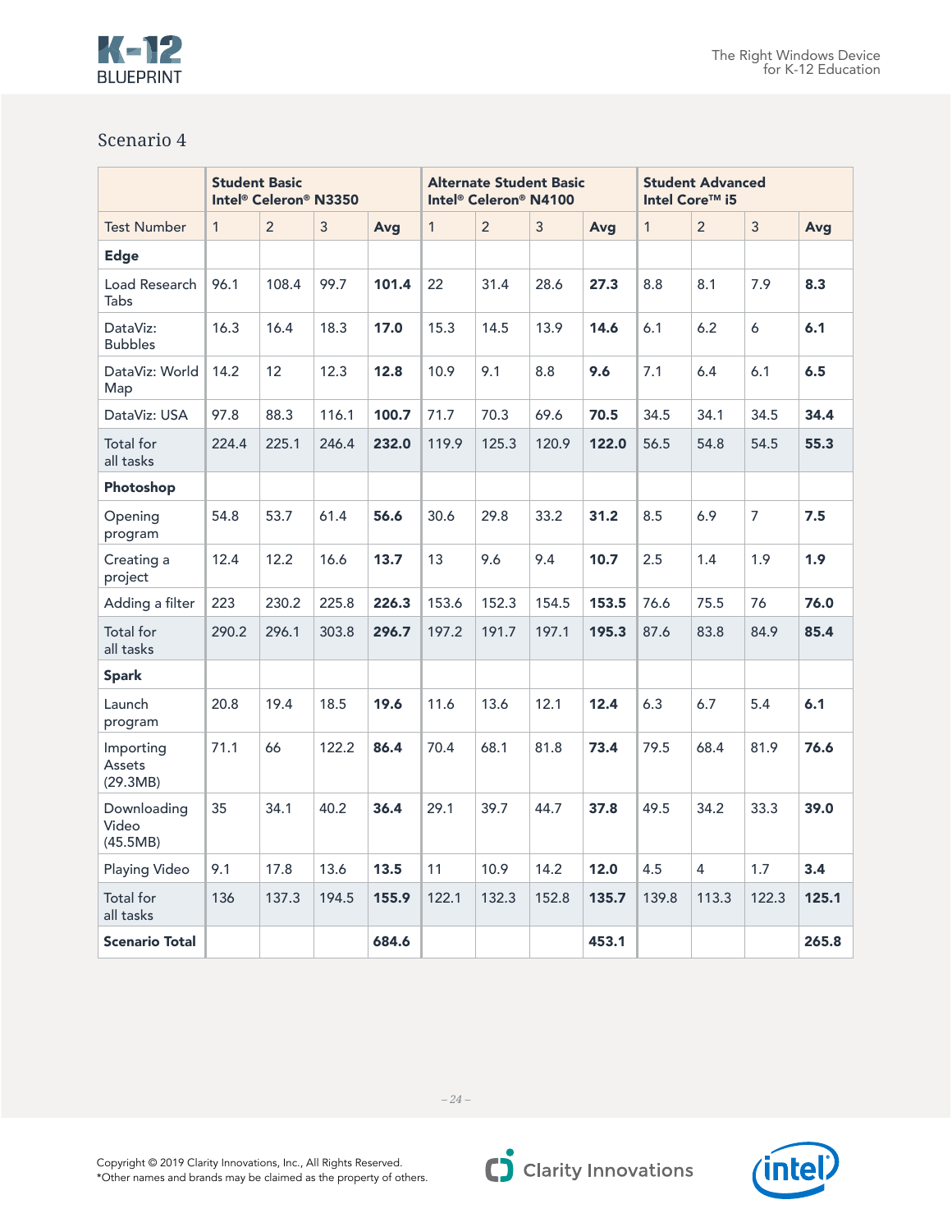## Scenario 4

| | Student Basic Intel® Celeron® N3350 | | | | Alternate Student Basic Intel® Celeron® N4100 | | | | Student Advanced Intel Core™ i5 | | | |
|---|---|---|---|---|---|---|---|---|---|---|---|---|
| Test Number | 1 | 2 | 3 | **Avg** | 1 | 2 | 3 | **Avg** | 1 | 2 | 3 | **Avg** |
| **Edge** | | | | | | | | | | | | |
| Load Research Tabs | 96.1 | 108.4 | 99.7 | **101.4** | 22 | 31.4 | 28.6 | **27.3** | 8.8 | 8.1 | 7.9 | **8.3** |
| DataViz: Bubbles | 16.3 | 16.4 | 18.3 | **17.0** | 15.3 | 14.5 | 13.9 | **14.6** | 6.1 | 6.2 | 6 | **6.1** |
| DataViz: World Map | 14.2 | 12 | 12.3 | **12.8** | 10.9 | 9.1 | 8.8 | **9.6** | 7.1 | 6.4 | 6.1 | **6.5** |
| DataViz: USA | 97.8 | 88.3 | 116.1 | **100.7** | 71.7 | 70.3 | 69.6 | **70.5** | 34.5 | 34.1 | 34.5 | **34.4** |
| Total for all tasks | 224.4 | 225.1 | 246.4 | **232.0** | 119.9 | 125.3 | 120.9 | **122.0** | 56.5 | 54.8 | 54.5 | **55.3** |
| **Photoshop** | | | | | | | | | | | | |
| Opening program | 54.8 | 53.7 | 61.4 | **56.6** | 30.6 | 29.8 | 33.2 | **31.2** | 8.5 | 6.9 | 7 | **7.5** |
| Creating a project | 12.4 | 12.2 | 16.6 | **13.7** | 13 | 9.6 | 9.4 | **10.7** | 2.5 | 1.4 | 1.9 | **1.9** |
| Adding a filter | 223 | 230.2 | 225.8 | **226.3** | 153.6 | 152.3 | 154.5 | **153.5** | 76.6 | 75.5 | 76 | **76.0** |
| Total for all tasks | 290.2 | 296.1 | 303.8 | **296.7** | 197.2 | 191.7 | 197.1 | **195.3** | 87.6 | 83.8 | 84.9 | **85.4** |
| **Spark** | | | | | | | | | | | | |
| Launch program | 20.8 | 19.4 | 18.5 | **19.6** | 11.6 | 13.6 | 12.1 | **12.4** | 6.3 | 6.7 | 5.4 | **6.1** |
| Importing Assets (29.3MB) | 71.1 | 66 | 122.2 | **86.4** | 70.4 | 68.1 | 81.8 | **73.4** | 79.5 | 68.4 | 81.9 | **76.6** |
| Downloading Video (45.5MB) | 35 | 34.1 | 40.2 | **36.4** | 29.1 | 39.7 | 44.7 | **37.8** | 49.5 | 34.2 | 33.3 | **39.0** |
| Playing Video | 9.1 | 17.8 | 13.6 | **13.5** | 11 | 10.9 | 14.2 | **12.0** | 4.5 | 4 | 1.7 | **3.4** |
| Total for all tasks | 136 | 137.3 | 194.5 | **155.9** | 122.1 | 132.3 | 152.8 | **135.7** | 139.8 | 113.3 | 122.3 | **125.1** |
| **Scenario Total** | | | | **684.6** | | | | **453.1** | | | | **265.8** |

Copyright © 2019 Clarity Innovations, Inc., All Rights Reserved.
*Other names and brands may be claimed as the property of others.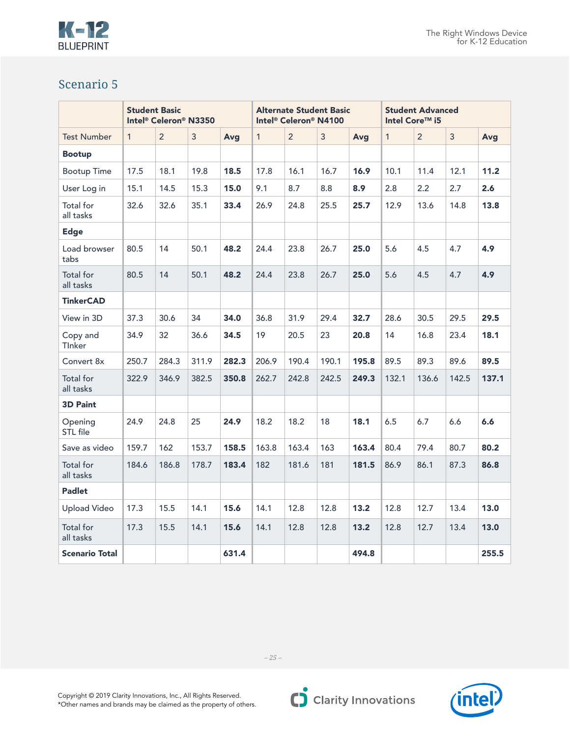## Scenario 5

| | Student Basic Intel® Celeron® N3350 | | | | Alternate Student Basic Intel® Celeron® N4100 | | | | Student Advanced Intel Core™ i5 | | | |
|---|---|---|---|---|---|---|---|---|---|---|---|---|
| Test Number | 1 | 2 | 3 | **Avg** | 1 | 2 | 3 | **Avg** | 1 | 2 | 3 | **Avg** |
| **Bootup** | | | | | | | | | | | | |
| Bootup Time | 17.5 | 18.1 | 19.8 | **18.5** | 17.8 | 16.1 | 16.7 | **16.9** | 10.1 | 11.4 | 12.1 | **11.2** |
| User Log in | 15.1 | 14.5 | 15.3 | **15.0** | 9.1 | 8.7 | 8.8 | **8.9** | 2.8 | 2.2 | 2.7 | **2.6** |
| Total for all tasks | 32.6 | 32.6 | 35.1 | **33.4** | 26.9 | 24.8 | 25.5 | **25.7** | 12.9 | 13.6 | 14.8 | **13.8** |
| **Edge** | | | | | | | | | | | | |
| Load browser tabs | 80.5 | 14 | 50.1 | **48.2** | 24.4 | 23.8 | 26.7 | **25.0** | 5.6 | 4.5 | 4.7 | **4.9** |
| Total for all tasks | 80.5 | 14 | 50.1 | **48.2** | 24.4 | 23.8 | 26.7 | **25.0** | 5.6 | 4.5 | 4.7 | **4.9** |
| **TinkerCAD** | | | | | | | | | | | | |
| View in 3D | 37.3 | 30.6 | 34 | **34.0** | 36.8 | 31.9 | 29.4 | **32.7** | 28.6 | 30.5 | 29.5 | **29.5** |
| Copy and TInker | 34.9 | 32 | 36.6 | **34.5** | 19 | 20.5 | 23 | **20.8** | 14 | 16.8 | 23.4 | **18.1** |
| Convert 8x | 250.7 | 284.3 | 311.9 | **282.3** | 206.9 | 190.4 | 190.1 | **195.8** | 89.5 | 89.3 | 89.6 | **89.5** |
| Total for all tasks | 322.9 | 346.9 | 382.5 | **350.8** | 262.7 | 242.8 | 242.5 | **249.3** | 132.1 | 136.6 | 142.5 | **137.1** |
| **3D Paint** | | | | | | | | | | | | |
| Opening STL file | 24.9 | 24.8 | 25 | **24.9** | 18.2 | 18.2 | 18 | **18.1** | 6.5 | 6.7 | 6.6 | **6.6** |
| Save as video | 159.7 | 162 | 153.7 | **158.5** | 163.8 | 163.4 | 163 | **163.4** | 80.4 | 79.4 | 80.7 | **80.2** |
| Total for all tasks | 184.6 | 186.8 | 178.7 | **183.4** | 182 | 181.6 | 181 | **181.5** | 86.9 | 86.1 | 87.3 | **86.8** |
| **Padlet** | | | | | | | | | | | | |
| Upload Video | 17.3 | 15.5 | 14.1 | **15.6** | 14.1 | 12.8 | 12.8 | **13.2** | 12.8 | 12.7 | 13.4 | **13.0** |
| Total for all tasks | 17.3 | 15.5 | 14.1 | **15.6** | 14.1 | 12.8 | 12.8 | **13.2** | 12.8 | 12.7 | 13.4 | **13.0** |
| **Scenario Total** | | | | **631.4** | | | | **494.8** | | | | **255.5** |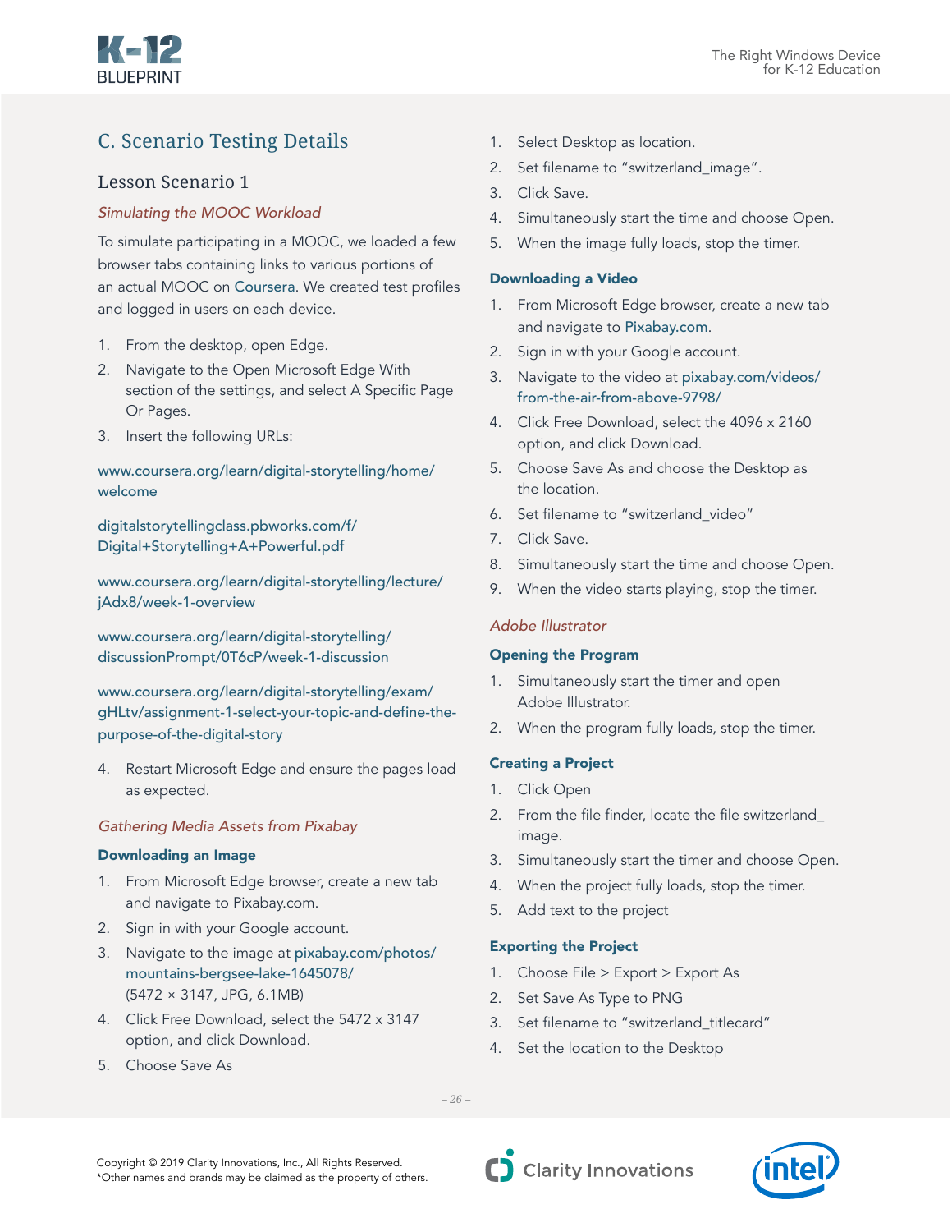## C. Scenario Testing Details

### Lesson Scenario 1

*Simulating the MOOC Workload*

To simulate participating in a MOOC, we loaded a few browser tabs containing links to various portions of an actual MOOC on Coursera. We created test profiles and logged in users on each device.

1. From the desktop, open Edge.
2. Navigate to the Open Microsoft Edge With section of the settings, and select A Specific Page Or Pages.
3. Insert the following URLs:

www.coursera.org/learn/digital-storytelling/home/welcome

digitalstorytellingclass.pbworks.com/f/Digital+Storytelling+A+Powerful.pdf

www.coursera.org/learn/digital-storytelling/lecture/jAdx8/week-1-overview

www.coursera.org/learn/digital-storytelling/discussionPrompt/0T6cP/week-1-discussion

www.coursera.org/learn/digital-storytelling/exam/gHLtv/assignment-1-select-your-topic-and-define-the-purpose-of-the-digital-story

4. Restart Microsoft Edge and ensure the pages load as expected.

*Gathering Media Assets from Pixabay*

**Downloading an Image**

1. From Microsoft Edge browser, create a new tab and navigate to Pixabay.com.
2. Sign in with your Google account.
3. Navigate to the image at pixabay.com/photos/mountains-bergsee-lake-1645078/ (5472 × 3147, JPG, 6.1MB)
4. Click Free Download, select the 5472 x 3147 option, and click Download.
5. Choose Save As

1. Select Desktop as location.
2. Set filename to "switzerland_image".
3. Click Save.
4. Simultaneously start the time and choose Open.
5. When the image fully loads, stop the timer.

**Downloading a Video**

1. From Microsoft Edge browser, create a new tab and navigate to Pixabay.com.
2. Sign in with your Google account.
3. Navigate to the video at pixabay.com/videos/from-the-air-from-above-9798/
4. Click Free Download, select the 4096 x 2160 option, and click Download.
5. Choose Save As and choose the Desktop as the location.
6. Set filename to "switzerland_video"
7. Click Save.
8. Simultaneously start the time and choose Open.
9. When the video starts playing, stop the timer.

*Adobe Illustrator*

**Opening the Program**

1. Simultaneously start the timer and open Adobe Illustrator.
2. When the program fully loads, stop the timer.

**Creating a Project**

1. Click Open
2. From the file finder, locate the file switzerland_image.
3. Simultaneously start the timer and choose Open.
4. When the project fully loads, stop the timer.
5. Add text to the project

**Exporting the Project**

1. Choose File > Export > Export As
2. Set Save As Type to PNG
3. Set filename to "switzerland_titlecard"
4. Set the location to the Desktop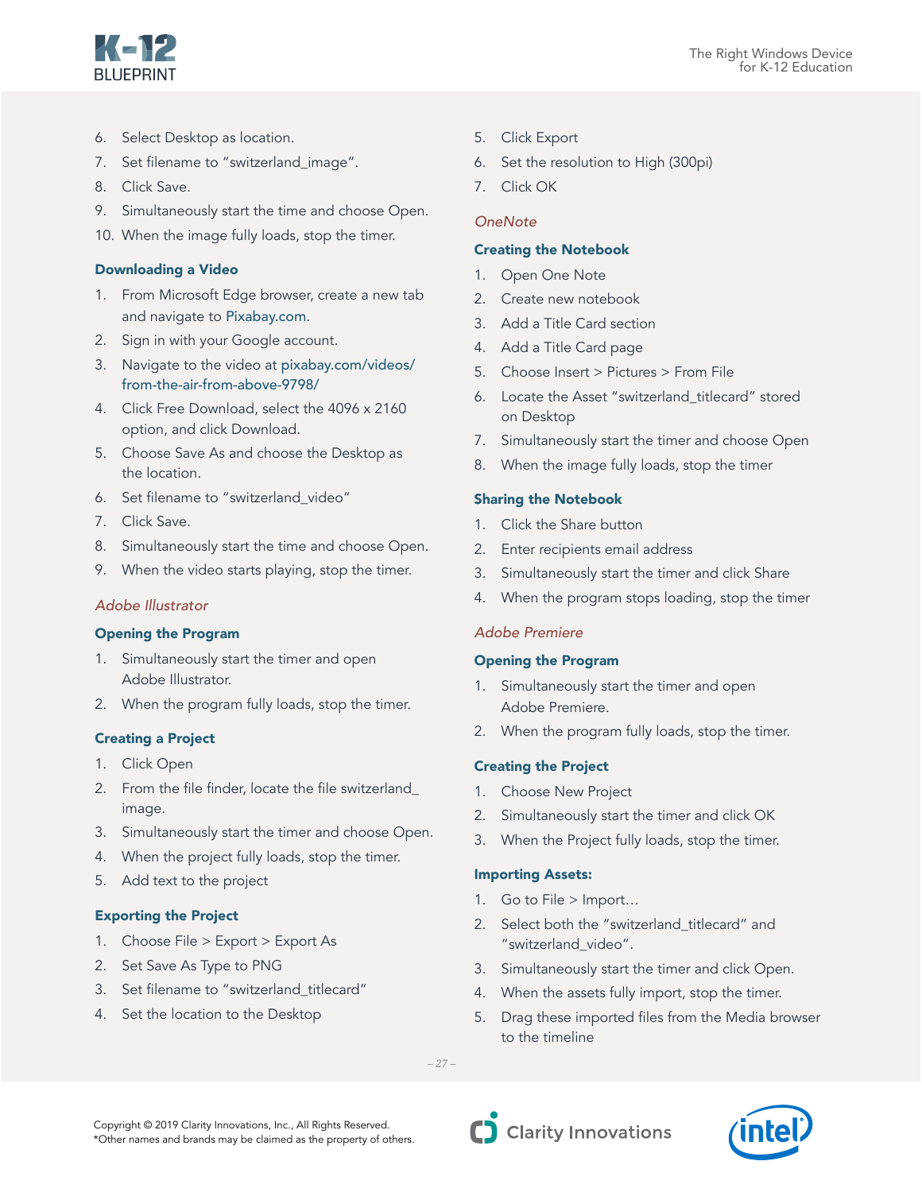6. Select Desktop as location.
7. Set filename to "switzerland_image".
8. Click Save.
9. Simultaneously start the time and choose Open.
10. When the image fully loads, stop the timer.

#### Downloading a Video

1. From Microsoft Edge browser, create a new tab and navigate to Pixabay.com.
2. Sign in with your Google account.
3. Navigate to the video at pixabay.com/videos/from-the-air-from-above-9798/
4. Click Free Download, select the 4096 x 2160 option, and click Download.
5. Choose Save As and choose the Desktop as the location.
6. Set filename to "switzerland_video"
7. Click Save.
8. Simultaneously start the time and choose Open.
9. When the video starts playing, stop the timer.

### *Adobe Illustrator*

#### Opening the Program

1. Simultaneously start the timer and open Adobe Illustrator.
2. When the program fully loads, stop the timer.

#### Creating a Project

1. Click Open
2. From the file finder, locate the file switzerland_image.
3. Simultaneously start the timer and choose Open.
4. When the project fully loads, stop the timer.
5. Add text to the project

#### Exporting the Project

1. Choose File > Export > Export As
2. Set Save As Type to PNG
3. Set filename to "switzerland_titlecard"
4. Set the location to the Desktop
5. Click Export
6. Set the resolution to High (300pi)
7. Click OK

### *OneNote*

#### Creating the Notebook

1. Open One Note
2. Create new notebook
3. Add a Title Card section
4. Add a Title Card page
5. Choose Insert > Pictures > From File
6. Locate the Asset "switzerland_titlecard" stored on Desktop
7. Simultaneously start the timer and choose Open
8. When the image fully loads, stop the timer

#### Sharing the Notebook

1. Click the Share button
2. Enter recipients email address
3. Simultaneously start the timer and click Share
4. When the program stops loading, stop the timer

### *Adobe Premiere*

#### Opening the Program

1. Simultaneously start the timer and open Adobe Premiere.
2. When the program fully loads, stop the timer.

#### Creating the Project

1. Choose New Project
2. Simultaneously start the timer and click OK
3. When the Project fully loads, stop the timer.

#### Importing Assets:

1. Go to File > Import…
2. Select both the "switzerland_titlecard" and "switzerland_video".
3. Simultaneously start the timer and click Open.
4. When the assets fully import, stop the timer.
5. Drag these imported files from the Media browser to the timeline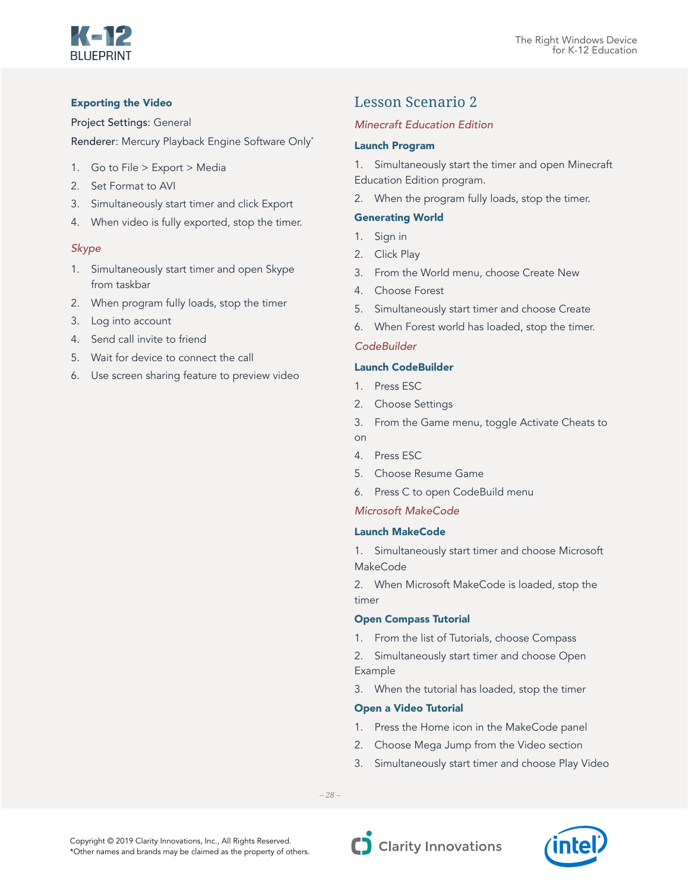**Exporting the Video**

Project Settings: General

Renderer: Mercury Playback Engine Software Only*

1. Go to File > Export > Media
2. Set Format to AVI
3. Simultaneously start timer and click Export
4. When video is fully exported, stop the timer.

*Skype*

1. Simultaneously start timer and open Skype from taskbar
2. When program fully loads, stop the timer
3. Log into account
4. Send call invite to friend
5. Wait for device to connect the call
6. Use screen sharing feature to preview video

## Lesson Scenario 2

*Minecraft Education Edition*

**Launch Program**

1. Simultaneously start the timer and open Minecraft Education Edition program.
2. When the program fully loads, stop the timer.

**Generating World**

1. Sign in
2. Click Play
3. From the World menu, choose Create New
4. Choose Forest
5. Simultaneously start timer and choose Create
6. When Forest world has loaded, stop the timer.

*CodeBuilder*

**Launch CodeBuilder**

1. Press ESC
2. Choose Settings
3. From the Game menu, toggle Activate Cheats to on
4. Press ESC
5. Choose Resume Game
6. Press C to open CodeBuild menu

*Microsoft MakeCode*

**Launch MakeCode**

1. Simultaneously start timer and choose Microsoft MakeCode
2. When Microsoft MakeCode is loaded, stop the timer

**Open Compass Tutorial**

1. From the list of Tutorials, choose Compass
2. Simultaneously start timer and choose Open Example
3. When the tutorial has loaded, stop the timer

**Open a Video Tutorial**

1. Press the Home icon in the MakeCode panel
2. Choose Mega Jump from the Video section
3. Simultaneously start timer and choose Play Video

Copyright © 2019 Clarity Innovations, Inc., All Rights Reserved.
*Other names and brands may be claimed as the property of others.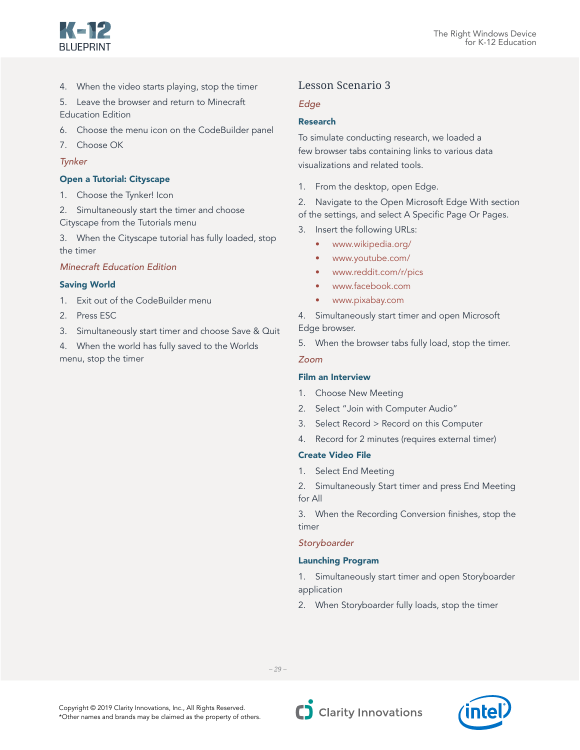4. When the video starts playing, stop the timer
5. Leave the browser and return to Minecraft Education Edition
6. Choose the menu icon on the CodeBuilder panel
7. Choose OK

*Tynker*

**Open a Tutorial: Cityscape**

1. Choose the Tynker! Icon
2. Simultaneously start the timer and choose Cityscape from the Tutorials menu
3. When the Cityscape tutorial has fully loaded, stop the timer

*Minecraft Education Edition*

**Saving World**

1. Exit out of the CodeBuilder menu
2. Press ESC
3. Simultaneously start timer and choose Save & Quit
4. When the world has fully saved to the Worlds menu, stop the timer

## Lesson Scenario 3

*Edge*

**Research**

To simulate conducting research, we loaded a few browser tabs containing links to various data visualizations and related tools.

1. From the desktop, open Edge.
2. Navigate to the Open Microsoft Edge With section of the settings, and select A Specific Page Or Pages.
3. Insert the following URLs:
   - www.wikipedia.org/
   - www.youtube.com/
   - www.reddit.com/r/pics
   - www.facebook.com
   - www.pixabay.com
4. Simultaneously start timer and open Microsoft Edge browser.
5. When the browser tabs fully load, stop the timer.

*Zoom*

**Film an Interview**

1. Choose New Meeting
2. Select "Join with Computer Audio"
3. Select Record > Record on this Computer
4. Record for 2 minutes (requires external timer)

**Create Video File**

1. Select End Meeting
2. Simultaneously Start timer and press End Meeting for All
3. When the Recording Conversion finishes, stop the timer

*Storyboarder*

**Launching Program**

1. Simultaneously start timer and open Storyboarder application
2. When Storyboarder fully loads, stop the timer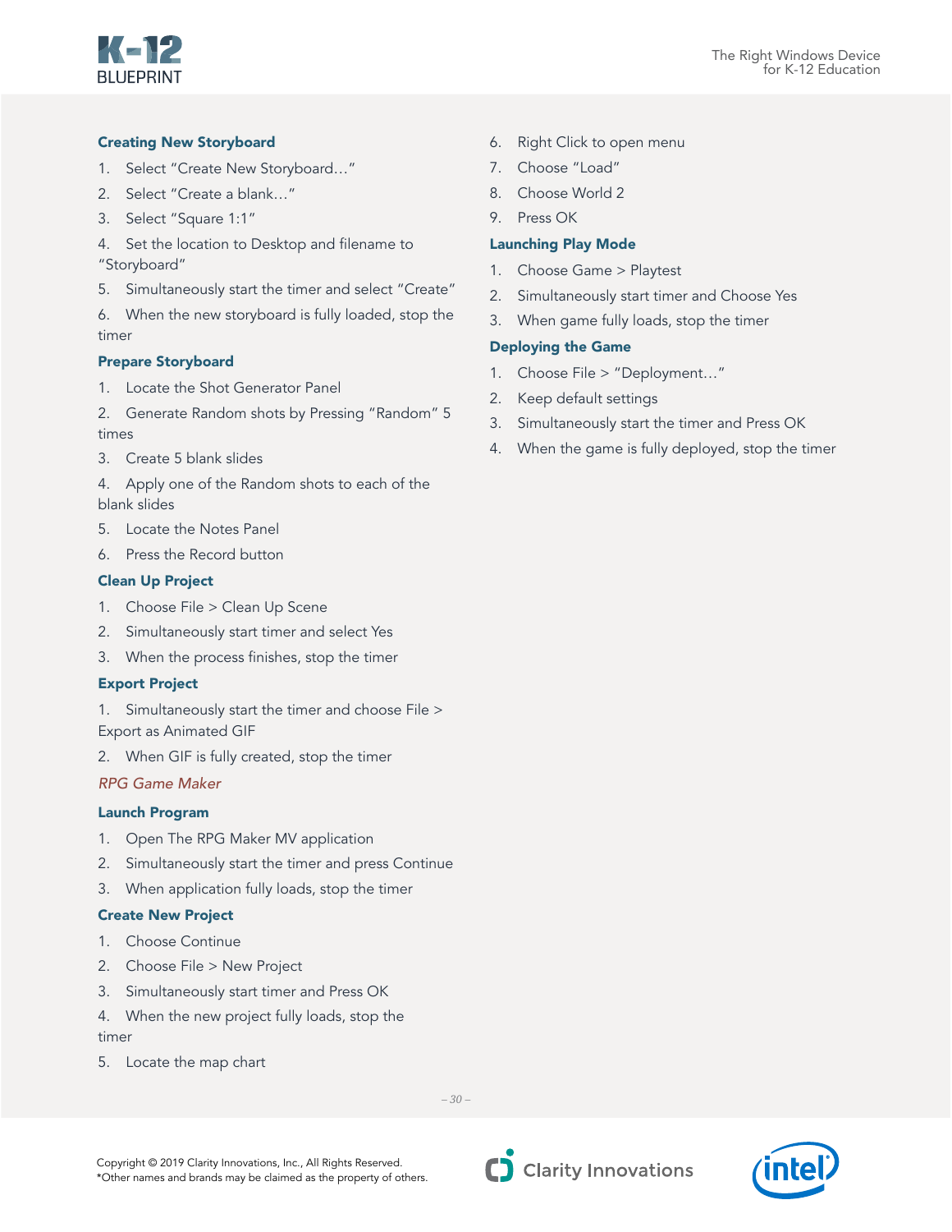#### Creating New Storyboard

1. Select "Create New Storyboard…"
2. Select "Create a blank…"
3. Select "Square 1:1"
4. Set the location to Desktop and filename to "Storyboard"
5. Simultaneously start the timer and select "Create"
6. When the new storyboard is fully loaded, stop the timer

#### Prepare Storyboard

1. Locate the Shot Generator Panel
2. Generate Random shots by Pressing "Random" 5 times
3. Create 5 blank slides
4. Apply one of the Random shots to each of the blank slides
5. Locate the Notes Panel
6. Press the Record button

#### Clean Up Project

1. Choose File > Clean Up Scene
2. Simultaneously start timer and select Yes
3. When the process finishes, stop the timer

#### Export Project

1. Simultaneously start the timer and choose File > Export as Animated GIF
2. When GIF is fully created, stop the timer

*RPG Game Maker*

#### Launch Program

1. Open The RPG Maker MV application
2. Simultaneously start the timer and press Continue
3. When application fully loads, stop the timer

#### Create New Project

1. Choose Continue
2. Choose File > New Project
3. Simultaneously start timer and Press OK
4. When the new project fully loads, stop the timer
5. Locate the map chart
6. Right Click to open menu
7. Choose "Load"
8. Choose World 2
9. Press OK

#### Launching Play Mode

1. Choose Game > Playtest
2. Simultaneously start timer and Choose Yes
3. When game fully loads, stop the timer

#### Deploying the Game

1. Choose File > "Deployment…"
2. Keep default settings
3. Simultaneously start the timer and Press OK
4. When the game is fully deployed, stop the timer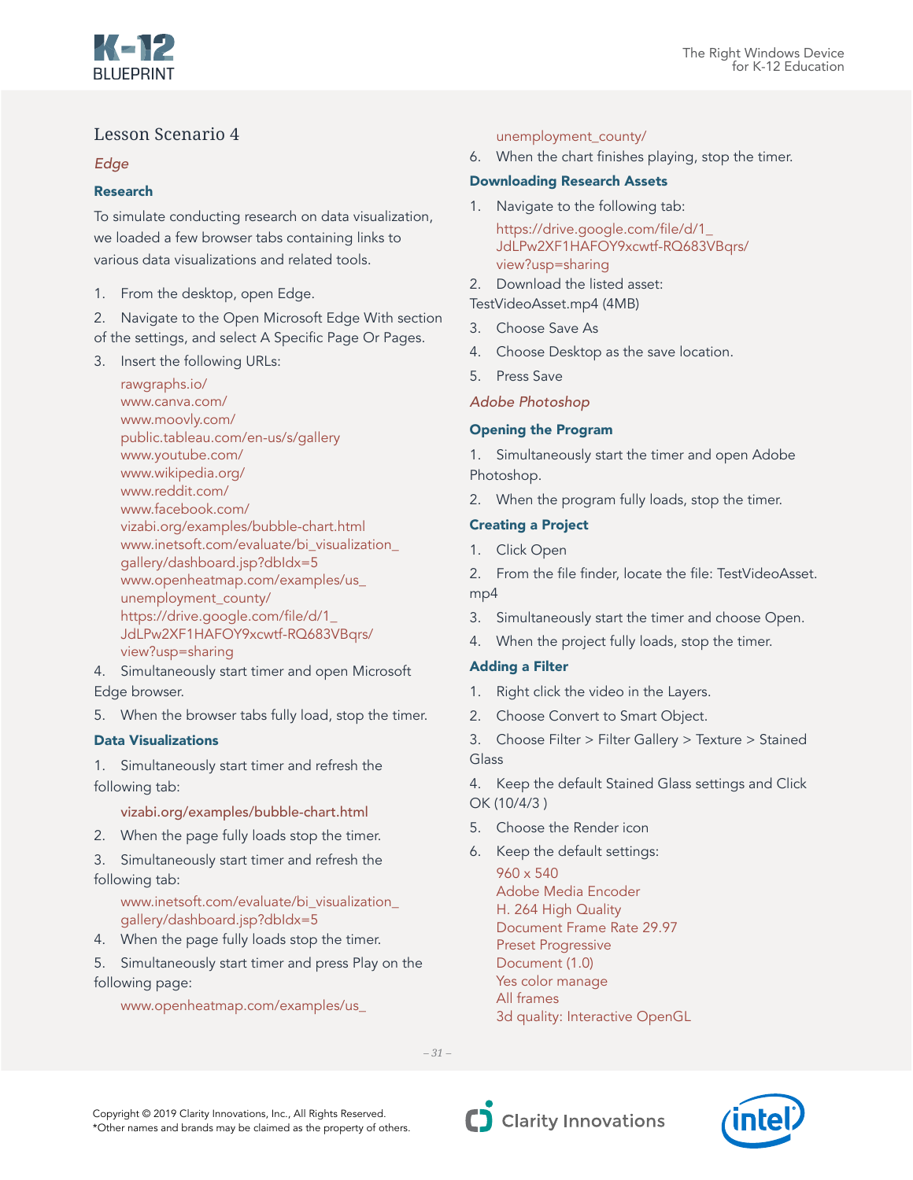## Lesson Scenario 4

*Edge*

### Research

To simulate conducting research on data visualization, we loaded a few browser tabs containing links to various data visualizations and related tools.

1. From the desktop, open Edge.
2. Navigate to the Open Microsoft Edge With section of the settings, and select A Specific Page Or Pages.
3. Insert the following URLs:

   rawgraphs.io/
   www.canva.com/
   www.moovly.com/
   public.tableau.com/en-us/s/gallery
   www.youtube.com/
   www.wikipedia.org/
   www.reddit.com/
   www.facebook.com/
   vizabi.org/examples/bubble-chart.html
   www.inetsoft.com/evaluate/bi_visualization_gallery/dashboard.jsp?dbIdx=5
   www.openheatmap.com/examples/us_unemployment_county/
   https://drive.google.com/file/d/1_JdLPw2XF1HAFOY9xcwtf-RQ683VBqrs/view?usp=sharing
4. Simultaneously start timer and open Microsoft Edge browser.
5. When the browser tabs fully load, stop the timer.

### Data Visualizations

1. Simultaneously start timer and refresh the following tab:

   vizabi.org/examples/bubble-chart.html
2. When the page fully loads stop the timer.
3. Simultaneously start timer and refresh the following tab:

   www.inetsoft.com/evaluate/bi_visualization_gallery/dashboard.jsp?dbIdx=5
4. When the page fully loads stop the timer.
5. Simultaneously start timer and press Play on the following page:

   www.openheatmap.com/examples/us_unemployment_county/
6. When the chart finishes playing, stop the timer.

### Downloading Research Assets

1. Navigate to the following tab:

   https://drive.google.com/file/d/1_JdLPw2XF1HAFOY9xcwtf-RQ683VBqrs/view?usp=sharing
2. Download the listed asset:
   TestVideoAsset.mp4 (4MB)
3. Choose Save As
4. Choose Desktop as the save location.
5. Press Save

*Adobe Photoshop*

### Opening the Program

1. Simultaneously start the timer and open Adobe Photoshop.
2. When the program fully loads, stop the timer.

### Creating a Project

1. Click Open
2. From the file finder, locate the file: TestVideoAsset.mp4
3. Simultaneously start the timer and choose Open.
4. When the project fully loads, stop the timer.

### Adding a Filter

1. Right click the video in the Layers.
2. Choose Convert to Smart Object.
3. Choose Filter > Filter Gallery > Texture > Stained Glass
4. Keep the default Stained Glass settings and Click OK (10/4/3 )
5. Choose the Render icon
6. Keep the default settings:

   960 x 540
   Adobe Media Encoder
   H. 264 High Quality
   Document Frame Rate 29.97
   Preset Progressive
   Document (1.0)
   Yes color manage
   All frames
   3d quality: Interactive OpenGL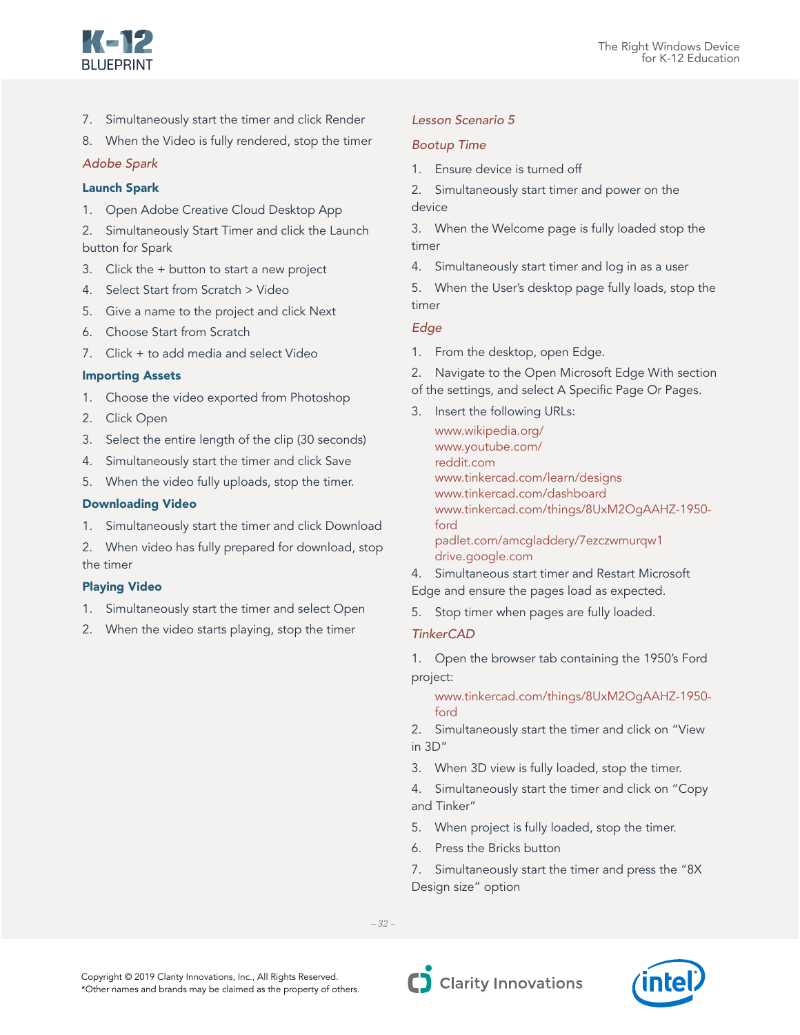7. Simultaneously start the timer and click Render
8. When the Video is fully rendered, stop the timer

### *Adobe Spark*

#### Launch Spark

1. Open Adobe Creative Cloud Desktop App
2. Simultaneously Start Timer and click the Launch button for Spark
3. Click the + button to start a new project
4. Select Start from Scratch > Video
5. Give a name to the project and click Next
6. Choose Start from Scratch
7. Click + to add media and select Video

#### Importing Assets

1. Choose the video exported from Photoshop
2. Click Open
3. Select the entire length of the clip (30 seconds)
4. Simultaneously start the timer and click Save
5. When the video fully uploads, stop the timer.

#### Downloading Video

1. Simultaneously start the timer and click Download
2. When video has fully prepared for download, stop the timer

#### Playing Video

1. Simultaneously start the timer and select Open
2. When the video starts playing, stop the timer

### *Lesson Scenario 5*

### *Bootup Time*

1. Ensure device is turned off
2. Simultaneously start timer and power on the device
3. When the Welcome page is fully loaded stop the timer
4. Simultaneously start timer and log in as a user
5. When the User's desktop page fully loads, stop the timer

### *Edge*

1. From the desktop, open Edge.
2. Navigate to the Open Microsoft Edge With section of the settings, and select A Specific Page Or Pages.
3. Insert the following URLs:
   www.wikipedia.org/
   www.youtube.com/
   reddit.com
   www.tinkercad.com/learn/designs
   www.tinkercad.com/dashboard
   www.tinkercad.com/things/8UxM2OgAAHZ-1950-ford
   padlet.com/amcgladdery/7ezczwmurqw1
   drive.google.com
4. Simultaneous start timer and Restart Microsoft Edge and ensure the pages load as expected.
5. Stop timer when pages are fully loaded.

### *TinkerCAD*

1. Open the browser tab containing the 1950's Ford project:
   www.tinkercad.com/things/8UxM2OgAAHZ-1950-ford
2. Simultaneously start the timer and click on "View in 3D"
3. When 3D view is fully loaded, stop the timer.
4. Simultaneously start the timer and click on "Copy and Tinker"
5. When project is fully loaded, stop the timer.
6. Press the Bricks button
7. Simultaneously start the timer and press the "8X Design size" option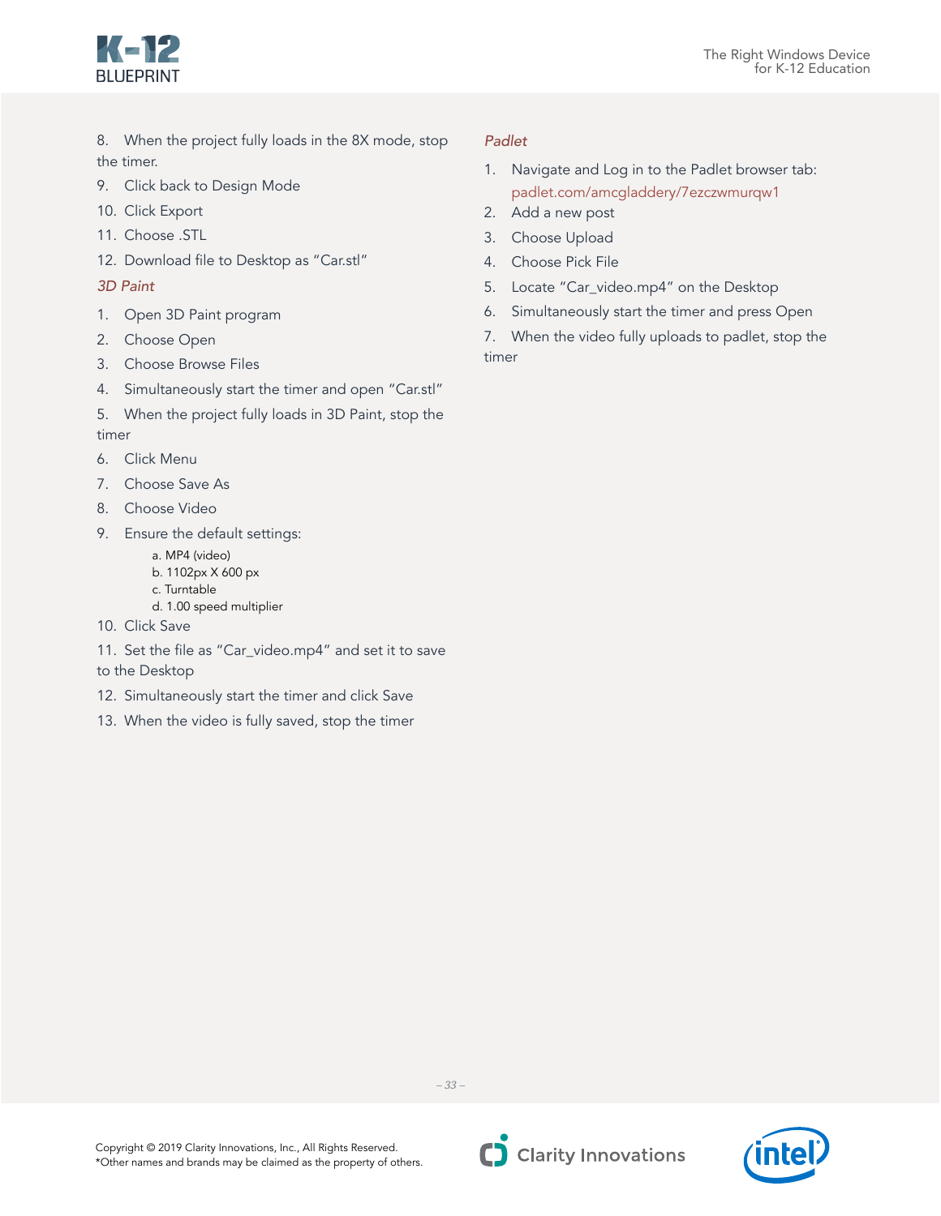8. When the project fully loads in the 8X mode, stop the timer.
9. Click back to Design Mode
10. Click Export
11. Choose .STL
12. Download file to Desktop as "Car.stl"

*3D Paint*

1. Open 3D Paint program
2. Choose Open
3. Choose Browse Files
4. Simultaneously start the timer and open "Car.stl"
5. When the project fully loads in 3D Paint, stop the timer
6. Click Menu
7. Choose Save As
8. Choose Video
9. Ensure the default settings:
    a. MP4 (video)
    b. 1102px X 600 px
    c. Turntable
    d. 1.00 speed multiplier
10. Click Save
11. Set the file as "Car_video.mp4" and set it to save to the Desktop
12. Simultaneously start the timer and click Save
13. When the video is fully saved, stop the timer

*Padlet*

1. Navigate and Log in to the Padlet browser tab: padlet.com/amcgladdery/7ezczwmurqw1
2. Add a new post
3. Choose Upload
4. Choose Pick File
5. Locate "Car_video.mp4" on the Desktop
6. Simultaneously start the timer and press Open
7. When the video fully uploads to padlet, stop the timer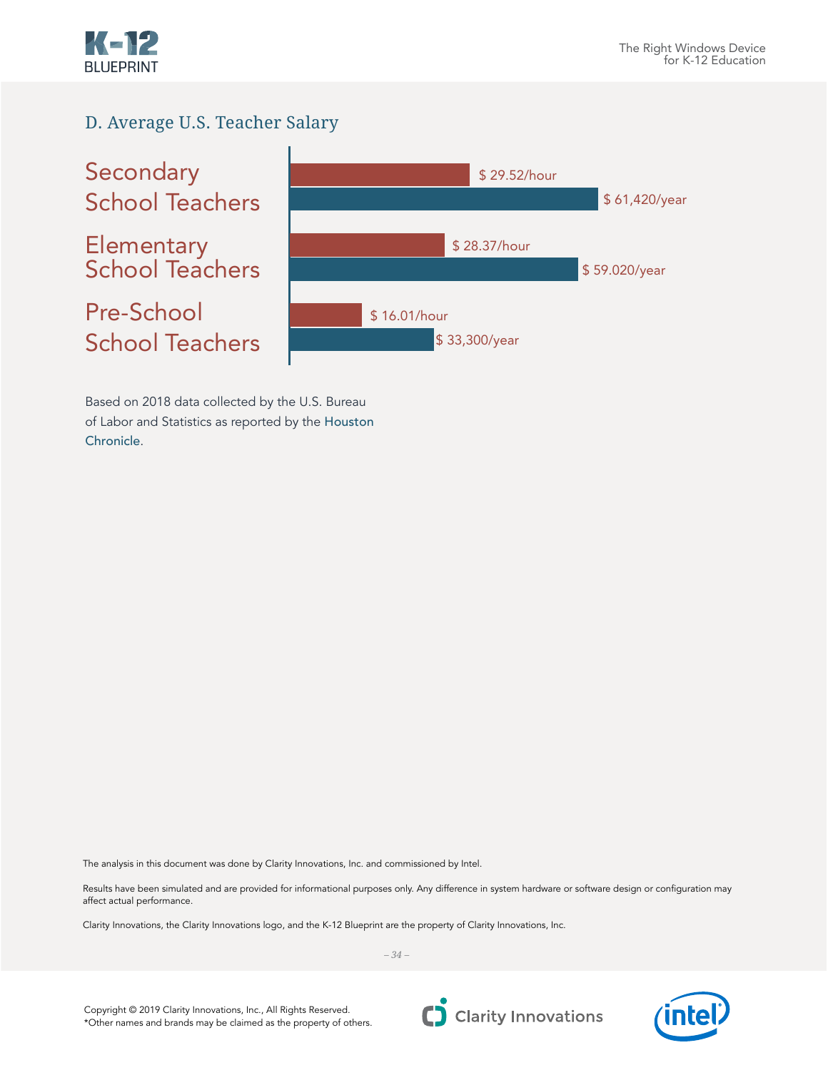## D. Average U.S. Teacher Salary

Secondary School Teachers

$ 29.52/hour

$ 61,420/year

Elementary School Teachers

$ 28.37/hour

$ 59.020/year

Pre-School School Teachers

$ 16.01/hour

$ 33,300/year

Based on 2018 data collected by the U.S. Bureau of Labor and Statistics as reported by the Houston Chronicle.

The analysis in this document was done by Clarity Innovations, Inc. and commissioned by Intel.

Results have been simulated and are provided for informational purposes only. Any difference in system hardware or software design or configuration may affect actual performance.

Clarity Innovations, the Clarity Innovations logo, and the K-12 Blueprint are the property of Clarity Innovations, Inc.

Copyright © 2019 Clarity Innovations, Inc., All Rights Reserved.
*Other names and brands may be claimed as the property of others.